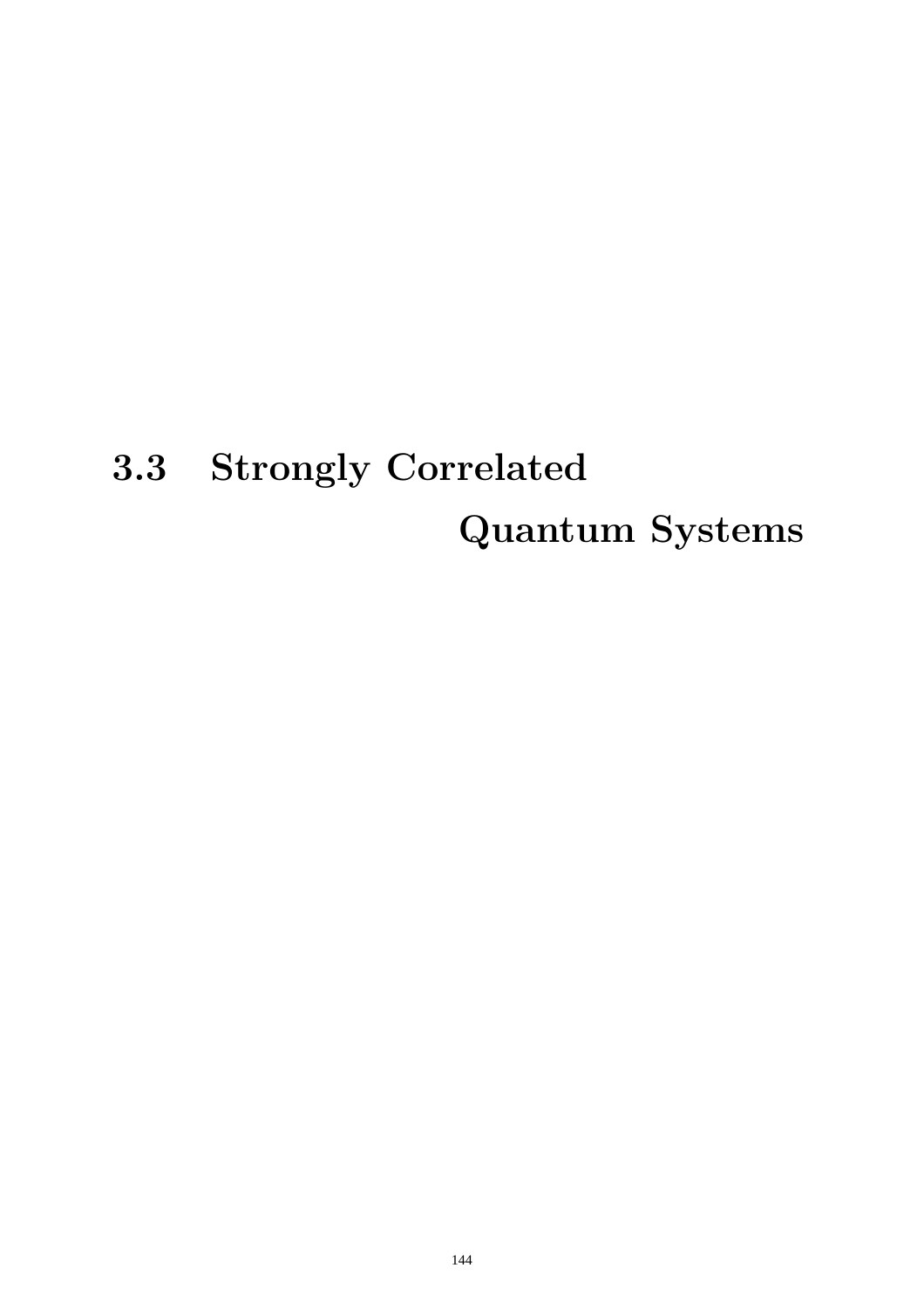## 3.3 Strongly Correlated Quantum Systems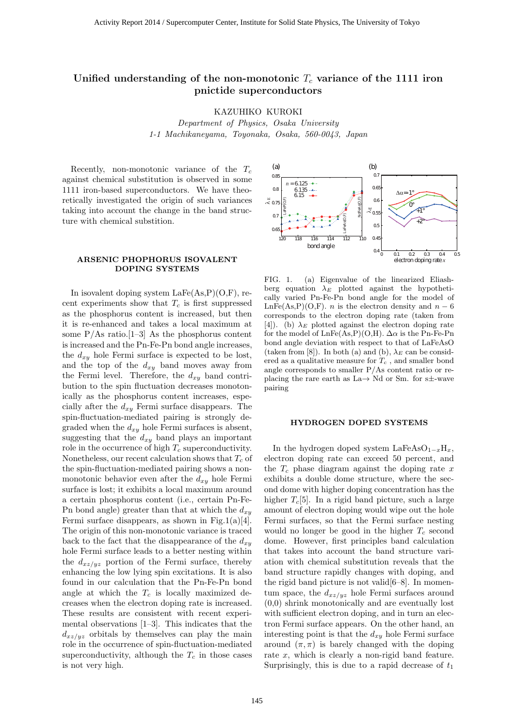# Unified understanding of the non-monotonic $T_c$ variance of the 1111 iron pnictide superconductors

KAZUHIKO KUROKI

*Department of Physics, Osaka University*
*1-1 Machikaneyama, Toyonaka, Osaka, 560-0043, Japan*

Recently, non-monotonic variance of the $T_c$ against chemical substitution is observed in some 1111 iron-based superconductors. We have theoretically investigated the origin of such variances taking into account the change in the band structure with chemical substitution.

## ARSENIC PHOPHORUS ISOVALENT DOPING SYSTEMS

In isovalent doping system LaFe(As,P)(O,F), recent experiments show that $T_c$ is first suppressed as the phosphorus content is increased, but then it is re-enhanced and takes a local maximum at some P/As ratio.[1–3] As the phosphorus content is increased and the Pn-Fe-Pn bond angle increases, the $d_{xy}$ hole Fermi surface is expected to be lost, and the top of the $d_{xy}$ band moves away from the Fermi level. Therefore, the $d_{xy}$ band contribution to the spin fluctuation decreases monotonically as the phosphorus content increases, especially after the $d_{xy}$ Fermi surface disappears. The spin-fluctuation-mediated pairing is strongly degraded when the $d_{xy}$ hole Fermi surfaces is absent, suggesting that the $d_{xy}$ band plays an important role in the occurrence of high $T_c$ superconductivity. Nonetheless, our recent calculation shows that $T_c$ of the spin-fluctuation-mediated pairing shows a non-monotonic behavior even after the $d_{xy}$ hole Fermi surface is lost; it exhibits a local maximum around a certain phosphorus content (i.e., certain Pn-Fe-Pn bond angle) greater than that at which the $d_{xy}$ Fermi surface disappears, as shown in Fig.1(a)[4]. The origin of this non-monotonic variance is traced back to the fact that the disappearance of the $d_{xy}$ hole Fermi surface leads to a better nesting within the $d_{xz/yz}$ portion of the Fermi surface, thereby enhancing the low lying spin excitations. It is also found in our calculation that the Pn-Fe-Pn bond angle at which the $T_c$ is locally maximized decreases when the electron doping rate is increased. These results are consistent with recent experimental observations [1–3]. This indicates that the $d_{xz/yz}$ orbitals by themselves can play the main role in the occurrence of spin-fluctuation-mediated superconductivity, although the $T_c$ in those cases is not very high.

FIG. 1. (a) Eigenvalue of the linearized Eliashberg equation $\lambda_E$ plotted against the hypothetically varied Pn-Fe-Pn bond angle for the model of LnFe(As,P)(O,F). $n$ is the electron density and $n-6$ corresponds to the electron doping rate (taken from [4]). (b) $\lambda_E$ plotted against the electron doping rate for the model of LnFe(As,P)(O,H). $\Delta\alpha$ is the Pn-Fe-Pn bond angle deviation with respect to that of LaFeAsO (taken from [8]). In both (a) and (b), $\lambda_E$ can be considered as a qualitative measure for $T_c$, and smaller bond angle corresponds to smaller P/As content ratio or replacing the rare earth as La→ Nd or Sm. for s±-wave pairing

## HYDROGEN DOPED SYSTEMS

In the hydrogen doped system $LaFeAsO_{1-x}H_x$, electron doping rate can exceed 50 percent, and the $T_c$ phase diagram against the doping rate $x$ exhibits a double dome structure, where the second dome with higher doping concentration has the higher $T_c$[5]. In a rigid band picture, such a large amount of electron doping would wipe out the hole Fermi surfaces, so that the Fermi surface nesting would no longer be good in the higher $T_c$ second dome. However, first principles band calculation that takes into account the band structure variation with chemical substitution reveals that the band structure rapidly changes with doping, and the rigid band picture is not valid[6–8]. In momentum space, the $d_{xz/yz}$ hole Fermi surfaces around (0,0) shrink monotonically and are eventually lost with sufficient electron doping, and in turn an electron Fermi surface appears. On the other hand, an interesting point is that the $d_{xy}$ hole Fermi surface around $(\pi, \pi)$ is barely changed with the doping rate $x$, which is clearly a non-rigid band feature. Surprisingly, this is due to a rapid decrease of $t_1$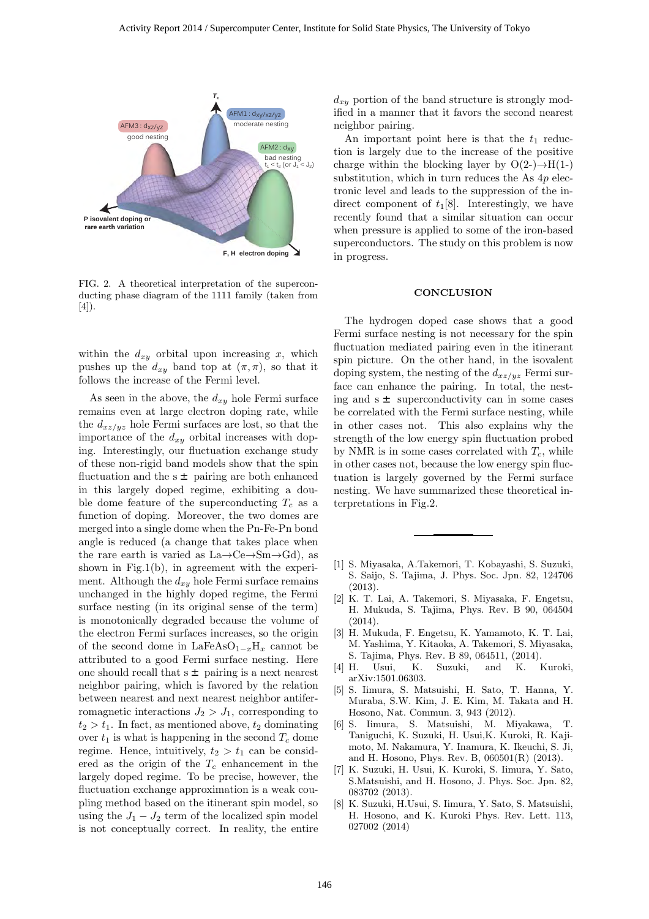FIG. 2. A theoretical interpretation of the superconducting phase diagram of the 1111 family (taken from [4]).

within the $d_{xy}$ orbital upon increasing $x$, which pushes up the $d_{xy}$ band top at $(\pi, \pi)$, so that it follows the increase of the Fermi level.

As seen in the above, the $d_{xy}$ hole Fermi surface remains even at large electron doping rate, while the $d_{xz/yz}$ hole Fermi surfaces are lost, so that the importance of the $d_{xy}$ orbital increases with doping. Interestingly, our fluctuation exchange study of these non-rigid band models show that the spin fluctuation and the s$\pm$ pairing are both enhanced in this largely doped regime, exhibiting a double dome feature of the superconducting $T_c$ as a function of doping. Moreover, the two domes are merged into a single dome when the Pn-Fe-Pn bond angle is reduced (a change that takes place when the rare earth is varied as La→Ce→Sm→Gd), as shown in Fig.1(b), in agreement with the experiment. Although the $d_{xy}$ hole Fermi surface remains unchanged in the highly doped regime, the Fermi surface nesting (in its original sense of the term) is monotonically degraded because the volume of the electron Fermi surfaces increases, so the origin of the second dome in $LaFeAsO_{1-x}H_x$ cannot be attributed to a good Fermi surface nesting. Here one should recall that s$\pm$ pairing is a next nearest neighbor pairing, which is favored by the relation between nearest and next nearest neighbor antiferromagnetic interactions $J_2 > J_1$, corresponding to $t_2 > t_1$. In fact, as mentioned above, $t_2$ dominating over $t_1$ is what is happening in the second $T_c$ dome regime. Hence, intuitively, $t_2 > t_1$ can be considered as the origin of the $T_c$ enhancement in the largely doped regime. To be precise, however, the fluctuation exchange approximation is a weak coupling method based on the itinerant spin model, so using the $J_1 - J_2$ term of the localized spin model is not conceptually correct. In reality, the entire $d_{xy}$ portion of the band structure is strongly modified in a manner that it favors the second nearest neighbor pairing.

An important point here is that the $t_1$ reduction is largely due to the increase of the positive charge within the blocking layer by O(2-)→H(1-) substitution, which in turn reduces the As $4p$ electronic level and leads to the suppression of the indirect component of $t_1$[8]. Interestingly, we have recently found that a similar situation can occur when pressure is applied to some of the iron-based superconductors. The study on this problem is now in progress.

## CONCLUSION

The hydrogen doped case shows that a good Fermi surface nesting is not necessary for the spin fluctuation mediated pairing even in the itinerant spin picture. On the other hand, in the isovalent doping system, the nesting of the $d_{xz/yz}$ Fermi surface can enhance the pairing. In total, the nesting and s$\pm$ superconductivity can in some cases be correlated with the Fermi surface nesting, while in other cases not. This also explains why the strength of the low energy spin fluctuation probed by NMR is in some cases correlated with $T_c$, while in other cases not, because the low energy spin fluctuation is largely governed by the Fermi surface nesting. We have summarized these theoretical interpretations in Fig.2.

---

[1] S. Miyasaka, A.Takemori, T. Kobayashi, S. Suzuki, S. Saijo, S. Tajima, J. Phys. Soc. Jpn. 82, 124706 (2013).

[2] K. T. Lai, A. Takemori, S. Miyasaka, F. Engetsu, H. Mukuda, S. Tajima, Phys. Rev. B 90, 064504 (2014).

[3] H. Mukuda, F. Engetsu, K. Yamamoto, K. T. Lai, M. Yashima, Y. Kitaoka, A. Takemori, S. Miyasaka, S. Tajima, Phys. Rev. B 89, 064511, (2014).

[4] H. Usui, K. Suzuki, and K. Kuroki, arXiv:1501.06303.

[5] S. Iimura, S. Matsuishi, H. Sato, T. Hanna, Y. Muraba, S.W. Kim, J. E. Kim, M. Takata and H. Hosono, Nat. Commun. 3, 943 (2012).

[6] S. Iimura, S. Matsuishi, M. Miyakawa, T. Taniguchi, K. Suzuki, H. Usui,K. Kuroki, R. Kajimoto, M. Nakamura, Y. Inamura, K. Ikeuchi, S. Ji, and H. Hosono, Phys. Rev. B, 060501(R) (2013).

[7] K. Suzuki, H. Usui, K. Kuroki, S. Iimura, Y. Sato, S.Matsuishi, and H. Hosono, J. Phys. Soc. Jpn. 82, 083702 (2013).

[8] K. Suzuki, H.Usui, S. Iimura, Y. Sato, S. Matsuishi, H. Hosono, and K. Kuroki Phys. Rev. Lett. 113, 027002 (2014)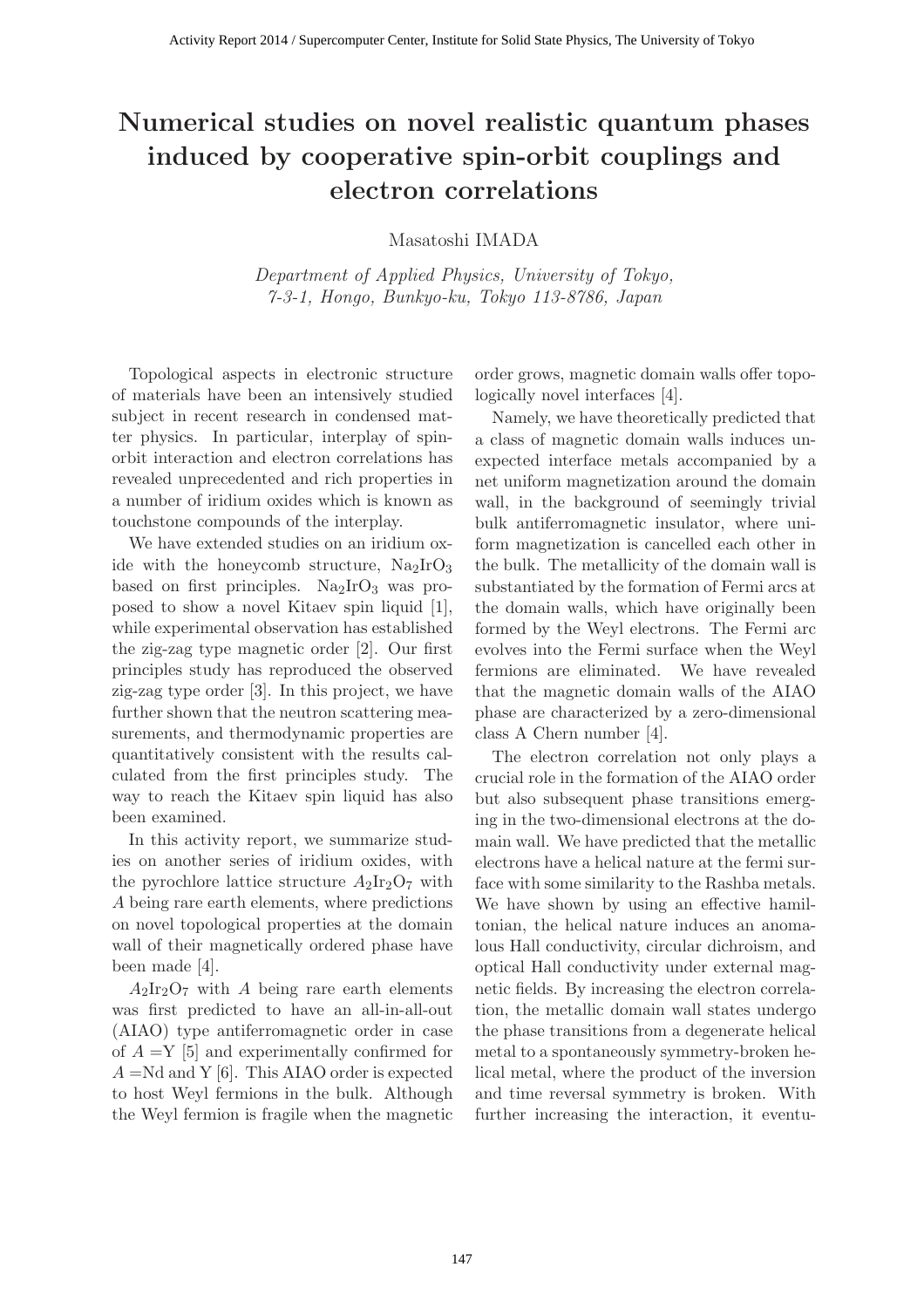# Numerical studies on novel realistic quantum phases induced by cooperative spin-orbit couplings and electron correlations

Masatoshi IMADA

*Department of Applied Physics, University of Tokyo,*
*7-3-1, Hongo, Bunkyo-ku, Tokyo 113-8786, Japan*

Topological aspects in electronic structure of materials have been an intensively studied subject in recent research in condensed matter physics. In particular, interplay of spin-orbit interaction and electron correlations has revealed unprecedented and rich properties in a number of iridium oxides which is known as touchstone compounds of the interplay.

We have extended studies on an iridium oxide with the honeycomb structure, $Na_2IrO_3$ based on first principles. $Na_2IrO_3$ was proposed to show a novel Kitaev spin liquid [1], while experimental observation has established the zig-zag type magnetic order [2]. Our first principles study has reproduced the observed zig-zag type order [3]. In this project, we have further shown that the neutron scattering measurements, and thermodynamic properties are quantitatively consistent with the results calculated from the first principles study. The way to reach the Kitaev spin liquid has also been examined.

In this activity report, we summarize studies on another series of iridium oxides, with the pyrochlore lattice structure $A_2Ir_2O_7$ with $A$ being rare earth elements, where predictions on novel topological properties at the domain wall of their magnetically ordered phase have been made [4].

$A_2Ir_2O_7$ with $A$ being rare earth elements was first predicted to have an all-in-all-out (AIAO) type antiferromagnetic order in case of $A$ =Y [5] and experimentally confirmed for $A$ =Nd and Y [6]. This AIAO order is expected to host Weyl fermions in the bulk. Although the Weyl fermion is fragile when the magnetic order grows, magnetic domain walls offer topologically novel interfaces [4].

Namely, we have theoretically predicted that a class of magnetic domain walls induces unexpected interface metals accompanied by a net uniform magnetization around the domain wall, in the background of seemingly trivial bulk antiferromagnetic insulator, where uniform magnetization is cancelled each other in the bulk. The metallicity of the domain wall is substantiated by the formation of Fermi arcs at the domain walls, which have originally been formed by the Weyl electrons. The Fermi arc evolves into the Fermi surface when the Weyl fermions are eliminated. We have revealed that the magnetic domain walls of the AIAO phase are characterized by a zero-dimensional class A Chern number [4].

The electron correlation not only plays a crucial role in the formation of the AIAO order but also subsequent phase transitions emerging in the two-dimensional electrons at the domain wall. We have predicted that the metallic electrons have a helical nature at the fermi surface with some similarity to the Rashba metals. We have shown by using an effective hamiltonian, the helical nature induces an anomalous Hall conductivity, circular dichroism, and optical Hall conductivity under external magnetic fields. By increasing the electron correlation, the metallic domain wall states undergo the phase transitions from a degenerate helical metal to a spontaneously symmetry-broken helical metal, where the product of the inversion and time reversal symmetry is broken. With further increasing the interaction, it eventu-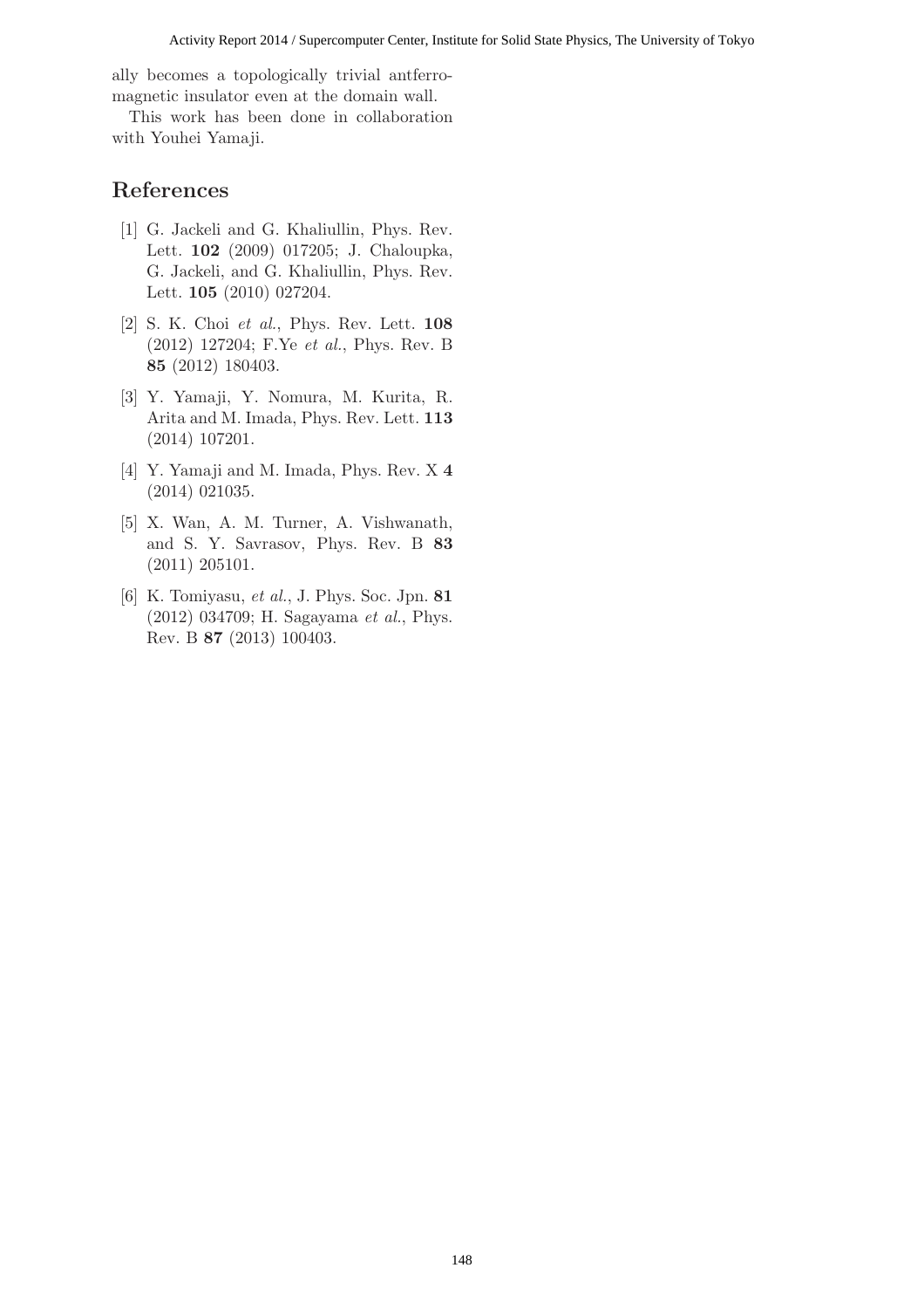ally becomes a topologically trivial antferromagnetic insulator even at the domain wall.

This work has been done in collaboration with Youhei Yamaji.

## References

[1] G. Jackeli and G. Khaliullin, Phys. Rev. Lett. **102** (2009) 017205; J. Chaloupka, G. Jackeli, and G. Khaliullin, Phys. Rev. Lett. **105** (2010) 027204.

[2] S. K. Choi *et al.*, Phys. Rev. Lett. **108** (2012) 127204; F.Ye *et al.*, Phys. Rev. B **85** (2012) 180403.

[3] Y. Yamaji, Y. Nomura, M. Kurita, R. Arita and M. Imada, Phys. Rev. Lett. **113** (2014) 107201.

[4] Y. Yamaji and M. Imada, Phys. Rev. X **4** (2014) 021035.

[5] X. Wan, A. M. Turner, A. Vishwanath, and S. Y. Savrasov, Phys. Rev. B **83** (2011) 205101.

[6] K. Tomiyasu, *et al.*, J. Phys. Soc. Jpn. **81** (2012) 034709; H. Sagayama *et al.*, Phys. Rev. B **87** (2013) 100403.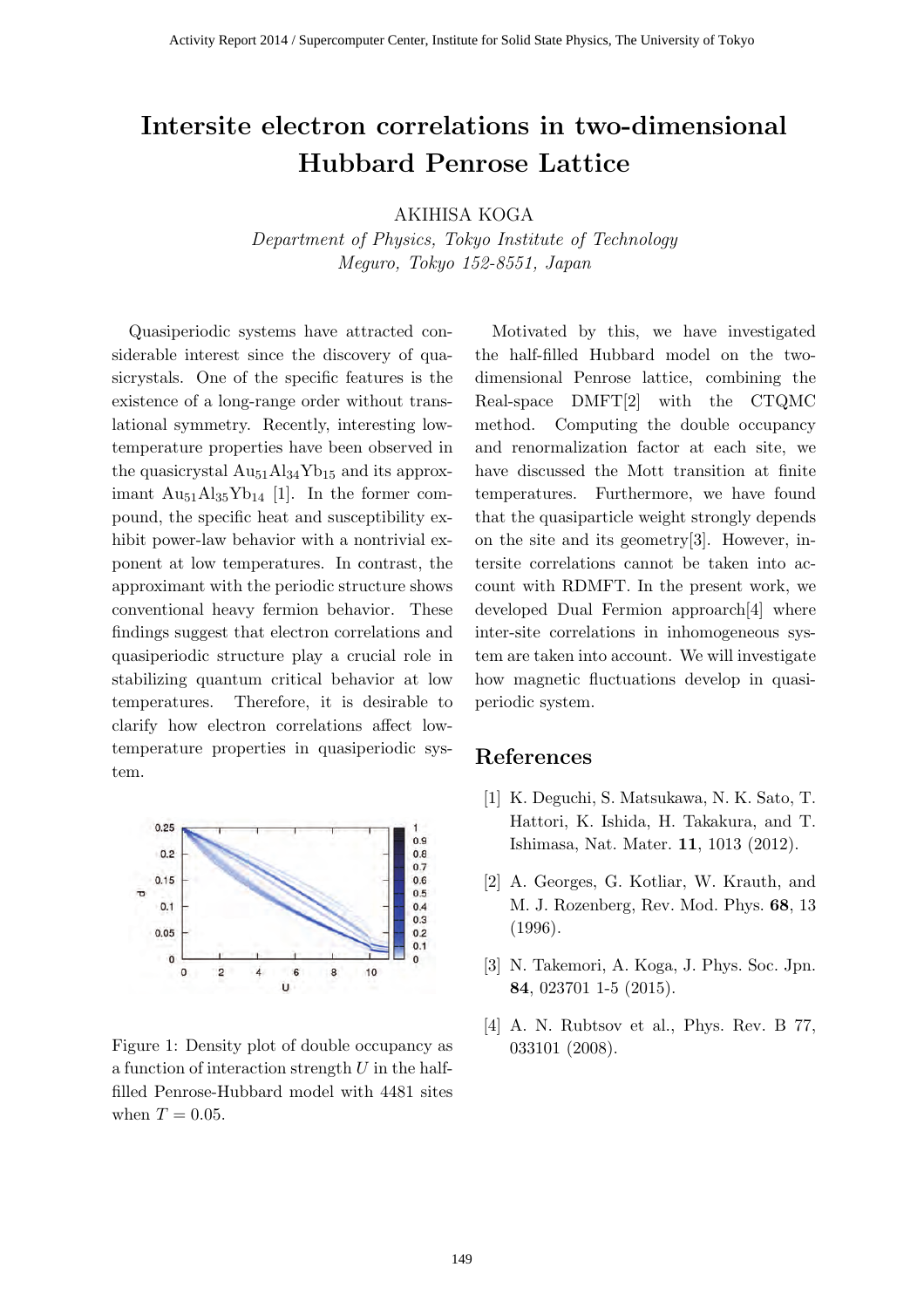# Intersite electron correlations in two-dimensional Hubbard Penrose Lattice

AKIHISA KOGA

*Department of Physics, Tokyo Institute of Technology*
*Meguro, Tokyo 152-8551, Japan*

Quasiperiodic systems have attracted considerable interest since the discovery of quasicrystals. One of the specific features is the existence of a long-range order without translational symmetry. Recently, interesting low-temperature properties have been observed in the quasicrystal $Au_{51}Al_{34}Yb_{15}$ and its approximant $Au_{51}Al_{35}Yb_{14}$ [1]. In the former compound, the specific heat and susceptibility exhibit power-law behavior with a nontrivial exponent at low temperatures. In contrast, the approximant with the periodic structure shows conventional heavy fermion behavior. These findings suggest that electron correlations and quasiperiodic structure play a crucial role in stabilizing quantum critical behavior at low temperatures. Therefore, it is desirable to clarify how electron correlations affect low-temperature properties in quasiperiodic system.

Figure 1: Density plot of double occupancy as a function of interaction strength $U$ in the half-filled Penrose-Hubbard model with 4481 sites when $T = 0.05$.

Motivated by this, we have investigated the half-filled Hubbard model on the two-dimensional Penrose lattice, combining the Real-space DMFT[2] with the CTQMC method. Computing the double occupancy and renormalization factor at each site, we have discussed the Mott transition at finite temperatures. Furthermore, we have found that the quasiparticle weight strongly depends on the site and its geometry[3]. However, intersite correlations cannot be taken into account with RDMFT. In the present work, we developed Dual Fermion approarch[4] where inter-site correlations in inhomogeneous system are taken into account. We will investigate how magnetic fluctuations develop in quasiperiodic system.

## References

[1] K. Deguchi, S. Matsukawa, N. K. Sato, T. Hattori, K. Ishida, H. Takakura, and T. Ishimasa, Nat. Mater. **11**, 1013 (2012).

[2] A. Georges, G. Kotliar, W. Krauth, and M. J. Rozenberg, Rev. Mod. Phys. **68**, 13 (1996).

[3] N. Takemori, A. Koga, J. Phys. Soc. Jpn. **84**, 023701 1-5 (2015).

[4] A. N. Rubtsov et al., Phys. Rev. B 77, 033101 (2008).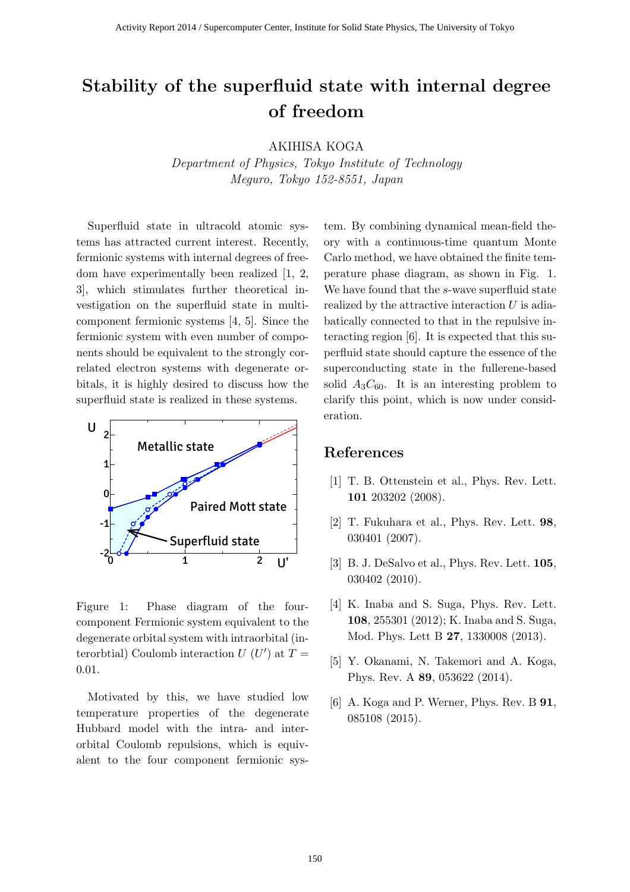# Stability of the superfluid state with internal degree of freedom

AKIHISA KOGA

*Department of Physics, Tokyo Institute of Technology*
*Meguro, Tokyo 152-8551, Japan*

Superfluid state in ultracold atomic systems has attracted current interest. Recently, fermionic systems with internal degrees of freedom have experimentally been realized [1, 2, 3], which stimulates further theoretical investigation on the superfluid state in multi-component fermionic systems [4, 5]. Since the fermionic system with even number of components should be equivalent to the strongly correlated electron systems with degenerate orbitals, it is highly desired to discuss how the superfluid state is realized in these systems.

Figure 1: Phase diagram of the four-component Fermionic system equivalent to the degenerate orbital system with intraorbital (interorbtial) Coulomb interaction $U$ ($U'$) at $T = 0.01$.

Motivated by this, we have studied low temperature properties of the degenerate Hubbard model with the intra- and inter-orbital Coulomb repulsions, which is equivalent to the four component fermionic system. By combining dynamical mean-field theory with a continuous-time quantum Monte Carlo method, we have obtained the finite temperature phase diagram, as shown in Fig. 1. We have found that the $s$-wave superfluid state realized by the attractive interaction $U$ is adiabatically connected to that in the repulsive interacting region [6]. It is expected that this superfluid state should capture the essence of the superconducting state in the fullerene-based solid $A_3C_{60}$. It is an interesting problem to clarify this point, which is now under consideration.

## References

[1] T. B. Ottenstein et al., Phys. Rev. Lett. **101** 203202 (2008).

[2] T. Fukuhara et al., Phys. Rev. Lett. **98**, 030401 (2007).

[3] B. J. DeSalvo et al., Phys. Rev. Lett. **105**, 030402 (2010).

[4] K. Inaba and S. Suga, Phys. Rev. Lett. **108**, 255301 (2012); K. Inaba and S. Suga, Mod. Phys. Lett B **27**, 1330008 (2013).

[5] Y. Okanami, N. Takemori and A. Koga, Phys. Rev. A **89**, 053622 (2014).

[6] A. Koga and P. Werner, Phys. Rev. B **91**, 085108 (2015).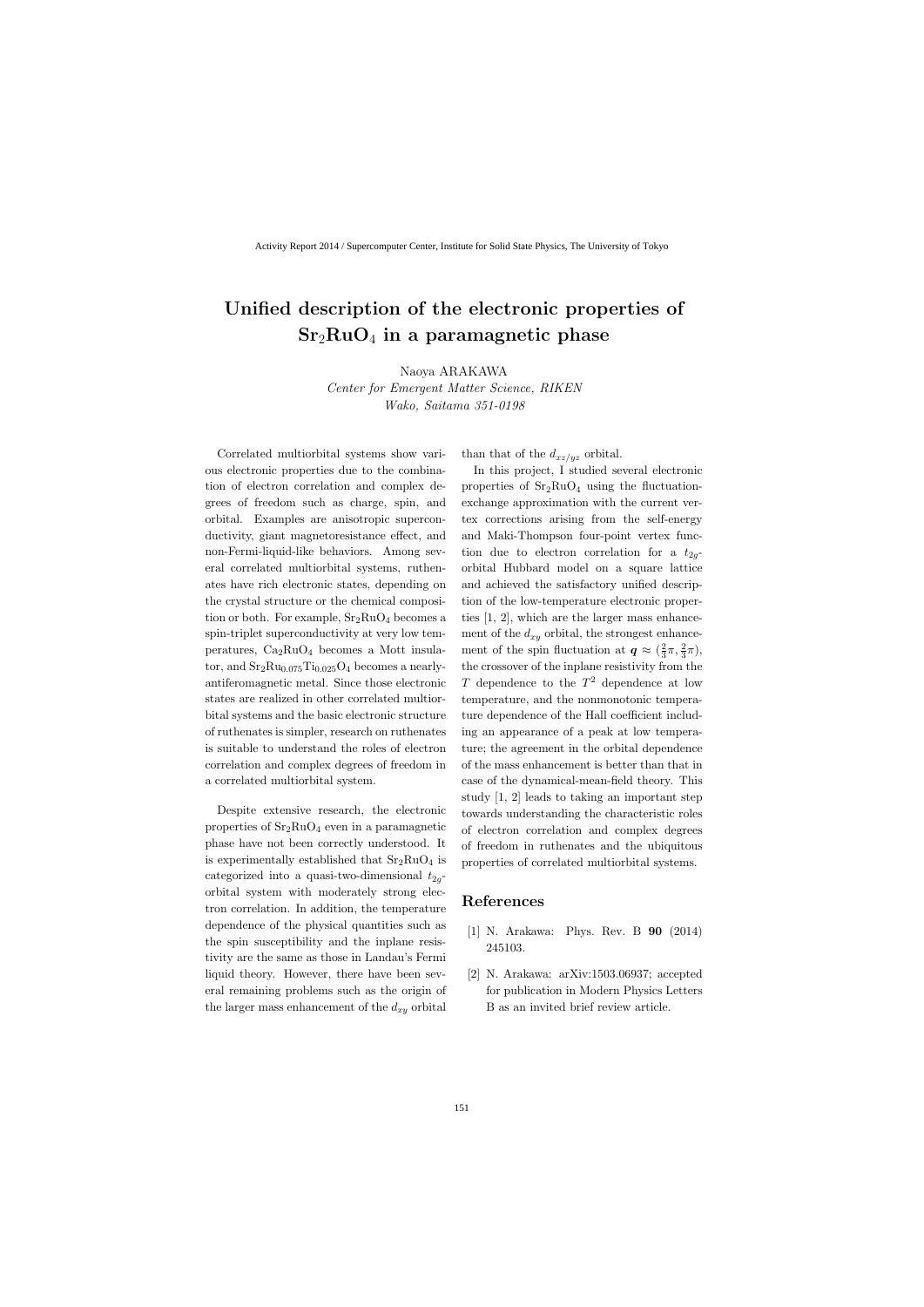# Unified description of the electronic properties of $Sr_2RuO_4$ in a paramagnetic phase

Naoya ARAKAWA

*Center for Emergent Matter Science, RIKEN*
*Wako, Saitama 351-0198*

Correlated multiorbital systems show various electronic properties due to the combination of electron correlation and complex degrees of freedom such as charge, spin, and orbital. Examples are anisotropic superconductivity, giant magnetoresistance effect, and non-Fermi-liquid-like behaviors. Among several correlated multiorbital systems, ruthenates have rich electronic states, depending on the crystal structure or the chemical composition or both. For example, $Sr_2RuO_4$ becomes a spin-triplet superconductivity at very low temperatures, $Ca_2RuO_4$ becomes a Mott insulator, and $Sr_2Ru_{0.075}Ti_{0.025}O_4$ becomes a nearly-antiferomagnetic metal. Since those electronic states are realized in other correlated multiorbital systems and the basic electronic structure of ruthenates is simpler, research on ruthenates is suitable to understand the roles of electron correlation and complex degrees of freedom in a correlated multiorbital system.

Despite extensive research, the electronic properties of $Sr_2RuO_4$ even in a paramagnetic phase have not been correctly understood. It is experimentally established that $Sr_2RuO_4$ is categorized into a quasi-two-dimensional $t_{2g}$-orbital system with moderately strong electron correlation. In addition, the temperature dependence of the physical quantities such as the spin susceptibility and the inplane resistivity are the same as those in Landau's Fermi liquid theory. However, there have been several remaining problems such as the origin of the larger mass enhancement of the $d_{xy}$ orbital than that of the $d_{xz/yz}$ orbital.

In this project, I studied several electronic properties of $Sr_2RuO_4$ using the fluctuation-exchange approximation with the current vertex corrections arising from the self-energy and Maki-Thompson four-point vertex function due to electron correlation for a $t_{2g}$-orbital Hubbard model on a square lattice and achieved the satisfactory unified description of the low-temperature electronic properties [1, 2], which are the larger mass enhancement of the $d_{xy}$ orbital, the strongest enhancement of the spin fluctuation at $\boldsymbol{q} \approx (\frac{2}{3}\pi, \frac{2}{3}\pi)$, the crossover of the inplane resistivity from the $T$ dependence to the $T^2$ dependence at low temperature, and the nonmonotonic temperature dependence of the Hall coefficient including an appearance of a peak at low temperature; the agreement in the orbital dependence of the mass enhancement is better than that in case of the dynamical-mean-field theory. This study [1, 2] leads to taking an important step towards understanding the characteristic roles of electron correlation and complex degrees of freedom in ruthenates and the ubiquitous properties of correlated multiorbital systems.

## References

[1] N. Arakawa: Phys. Rev. B **90** (2014) 245103.

[2] N. Arakawa: arXiv:1503.06937; accepted for publication in Modern Physics Letters B as an invited brief review article.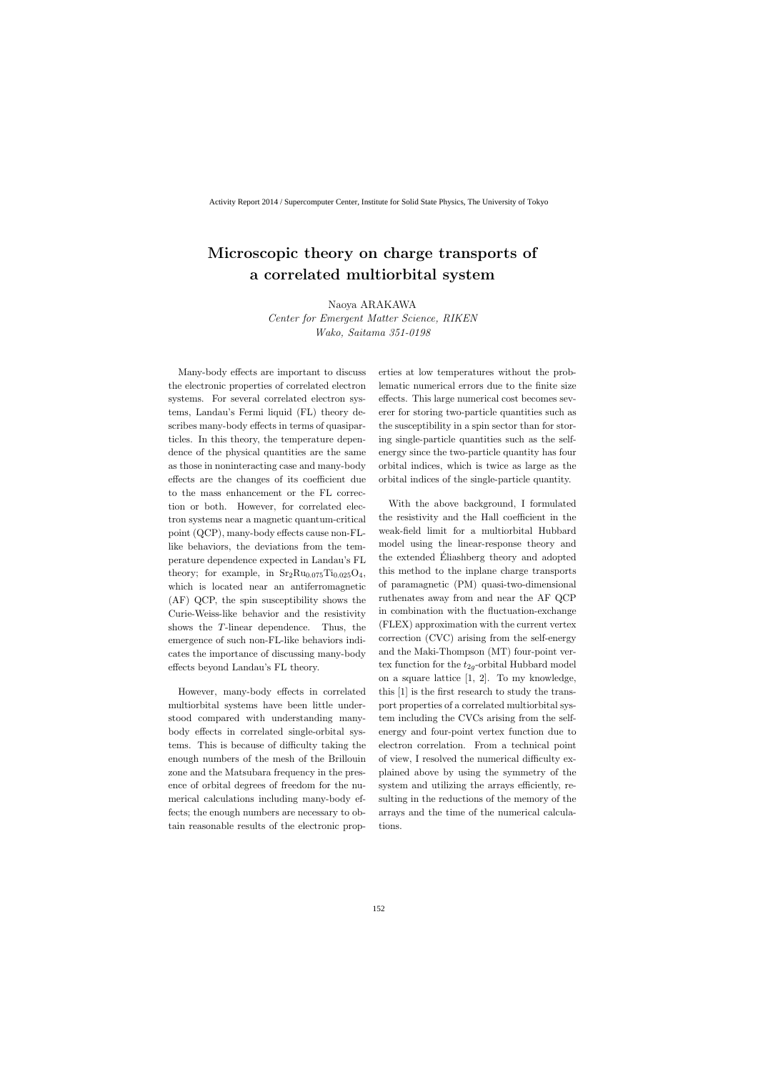# Microscopic theory on charge transports of a correlated multiorbital system

Naoya ARAKAWA

*Center for Emergent Matter Science, RIKEN*
*Wako, Saitama 351-0198*

Many-body effects are important to discuss the electronic properties of correlated electron systems. For several correlated electron systems, Landau's Fermi liquid (FL) theory describes many-body effects in terms of quasiparticles. In this theory, the temperature dependence of the physical quantities are the same as those in noninteracting case and many-body effects are the changes of its coefficient due to the mass enhancement or the FL correction or both. However, for correlated electron systems near a magnetic quantum-critical point (QCP), many-body effects cause non-FL-like behaviors, the deviations from the temperature dependence expected in Landau's FL theory; for example, in $Sr_2Ru_{0.075}Ti_{0.025}O_4$, which is located near an antiferromagnetic (AF) QCP, the spin susceptibility shows the Curie-Weiss-like behavior and the resistivity shows the $T$-linear dependence. Thus, the emergence of such non-FL-like behaviors indicates the importance of discussing many-body effects beyond Landau's FL theory.

However, many-body effects in correlated multiorbital systems have been little understood compared with understanding many-body effects in correlated single-orbital systems. This is because of difficulty taking the enough numbers of the mesh of the Brillouin zone and the Matsubara frequency in the presence of orbital degrees of freedom for the numerical calculations including many-body effects; the enough numbers are necessary to obtain reasonable results of the electronic properties at low temperatures without the problematic numerical errors due to the finite size effects. This large numerical cost becomes severer for storing two-particle quantities such as the susceptibility in a spin sector than for storing single-particle quantities such as the self-energy since the two-particle quantity has four orbital indices, which is twice as large as the orbital indices of the single-particle quantity.

With the above background, I formulated the resistivity and the Hall coefficient in the weak-field limit for a multiorbital Hubbard model using the linear-response theory and the extended Éliashberg theory and adopted this method to the inplane charge transports of paramagnetic (PM) quasi-two-dimensional ruthenates away from and near the AF QCP in combination with the fluctuation-exchange (FLEX) approximation with the current vertex correction (CVC) arising from the self-energy and the Maki-Thompson (MT) four-point vertex function for the $t_{2g}$-orbital Hubbard model on a square lattice [1, 2]. To my knowledge, this [1] is the first research to study the transport properties of a correlated multiorbital system including the CVCs arising from the self-energy and four-point vertex function due to electron correlation. From a technical point of view, I resolved the numerical difficulty explained above by using the symmetry of the system and utilizing the arrays efficiently, resulting in the reductions of the memory of the arrays and the time of the numerical calculations.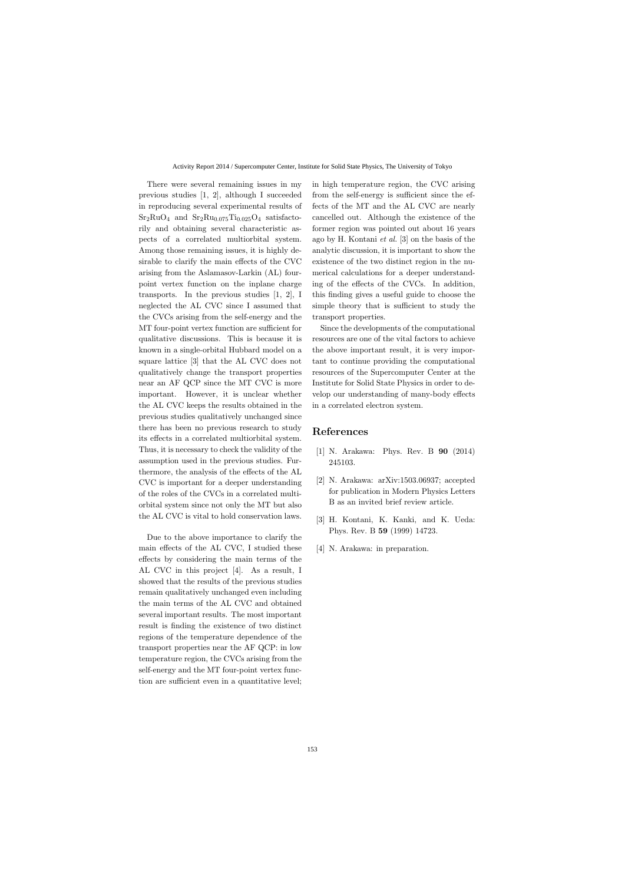There were several remaining issues in my previous studies [1, 2], although I succeeded in reproducing several experimental results of $Sr_2RuO_4$ and $Sr_2Ru_{0.075}Ti_{0.025}O_4$ satisfactorily and obtaining several characteristic aspects of a correlated multiorbital system. Among those remaining issues, it is highly desirable to clarify the main effects of the CVC arising from the Aslamasov-Larkin (AL) four-point vertex function on the inplane charge transports. In the previous studies [1, 2], I neglected the AL CVC since I assumed that the CVCs arising from the self-energy and the MT four-point vertex function are sufficient for qualitative discussions. This is because it is known in a single-orbital Hubbard model on a square lattice [3] that the AL CVC does not qualitatively change the transport properties near an AF QCP since the MT CVC is more important. However, it is unclear whether the AL CVC keeps the results obtained in the previous studies qualitatively unchanged since there has been no previous research to study its effects in a correlated multiorbital system. Thus, it is necessary to check the validity of the assumption used in the previous studies. Furthermore, the analysis of the effects of the AL CVC is important for a deeper understanding of the roles of the CVCs in a correlated multiorbital system since not only the MT but also the AL CVC is vital to hold conservation laws.

Due to the above importance to clarify the main effects of the AL CVC, I studied these effects by considering the main terms of the AL CVC in this project [4]. As a result, I showed that the results of the previous studies remain qualitatively unchanged even including the main terms of the AL CVC and obtained several important results. The most important result is finding the existence of two distinct regions of the temperature dependence of the transport properties near the AF QCP: in low temperature region, the CVCs arising from the self-energy and the MT four-point vertex function are sufficient even in a quantitative level; in high temperature region, the CVC arising from the self-energy is sufficient since the effects of the MT and the AL CVC are nearly cancelled out. Although the existence of the former region was pointed out about 16 years ago by H. Kontani *et al.* [3] on the basis of the analytic discussion, it is important to show the existence of the two distinct region in the numerical calculations for a deeper understanding of the effects of the CVCs. In addition, this finding gives a useful guide to choose the simple theory that is sufficient to study the transport properties.

Since the developments of the computational resources are one of the vital factors to achieve the above important result, it is very important to continue providing the computational resources of the Supercomputer Center at the Institute for Solid State Physics in order to develop our understanding of many-body effects in a correlated electron system.

## References

[1] N. Arakawa: Phys. Rev. B **90** (2014) 245103.

[2] N. Arakawa: arXiv:1503.06937; accepted for publication in Modern Physics Letters B as an invited brief review article.

[3] H. Kontani, K. Kanki, and K. Ueda: Phys. Rev. B **59** (1999) 14723.

[4] N. Arakawa: in preparation.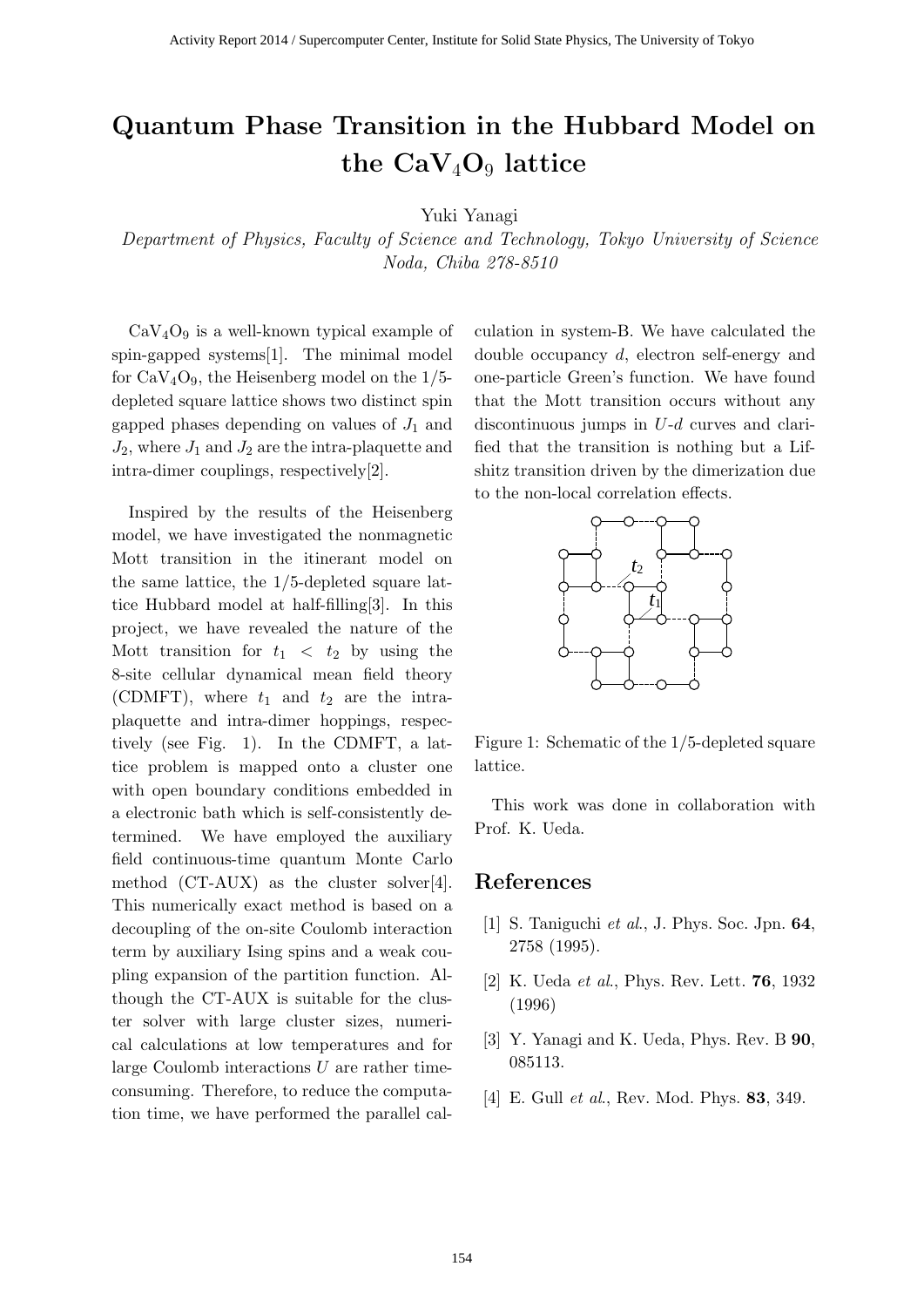# Quantum Phase Transition in the Hubbard Model on the $CaV_4O_9$ lattice

Yuki Yanagi

*Department of Physics, Faculty of Science and Technology, Tokyo University of Science Noda, Chiba 278-8510*

$CaV_4O_9$ is a well-known typical example of spin-gapped systems[1]. The minimal model for $CaV_4O_9$, the Heisenberg model on the 1/5-depleted square lattice shows two distinct spin gapped phases depending on values of $J_1$ and $J_2$, where $J_1$ and $J_2$ are the intra-plaquette and intra-dimer couplings, respectively[2].

Inspired by the results of the Heisenberg model, we have investigated the nonmagnetic Mott transition in the itinerant model on the same lattice, the 1/5-depleted square lattice Hubbard model at half-filling[3]. In this project, we have revealed the nature of the Mott transition for $t_1 < t_2$ by using the 8-site cellular dynamical mean field theory (CDMFT), where $t_1$ and $t_2$ are the intra-plaquette and intra-dimer hoppings, respectively (see Fig. 1). In the CDMFT, a lattice problem is mapped onto a cluster one with open boundary conditions embedded in a electronic bath which is self-consistently determined. We have employed the auxiliary field continuous-time quantum Monte Carlo method (CT-AUX) as the cluster solver[4]. This numerically exact method is based on a decoupling of the on-site Coulomb interaction term by auxiliary Ising spins and a weak coupling expansion of the partition function. Although the CT-AUX is suitable for the cluster solver with large cluster sizes, numerical calculations at low temperatures and for large Coulomb interactions $U$ are rather time-consuming. Therefore, to reduce the computation time, we have performed the parallel calculation in system-B. We have calculated the double occupancy $d$, electron self-energy and one-particle Green's function. We have found that the Mott transition occurs without any discontinuous jumps in $U$-$d$ curves and clarified that the transition is nothing but a Lifshitz transition driven by the dimerization due to the non-local correlation effects.

Figure 1: Schematic of the 1/5-depleted square lattice.

This work was done in collaboration with Prof. K. Ueda.

## References

[1] S. Taniguchi *et al.*, J. Phys. Soc. Jpn. **64**, 2758 (1995).

[2] K. Ueda *et al.*, Phys. Rev. Lett. **76**, 1932 (1996)

[3] Y. Yanagi and K. Ueda, Phys. Rev. B **90**, 085113.

[4] E. Gull *et al.*, Rev. Mod. Phys. **83**, 349.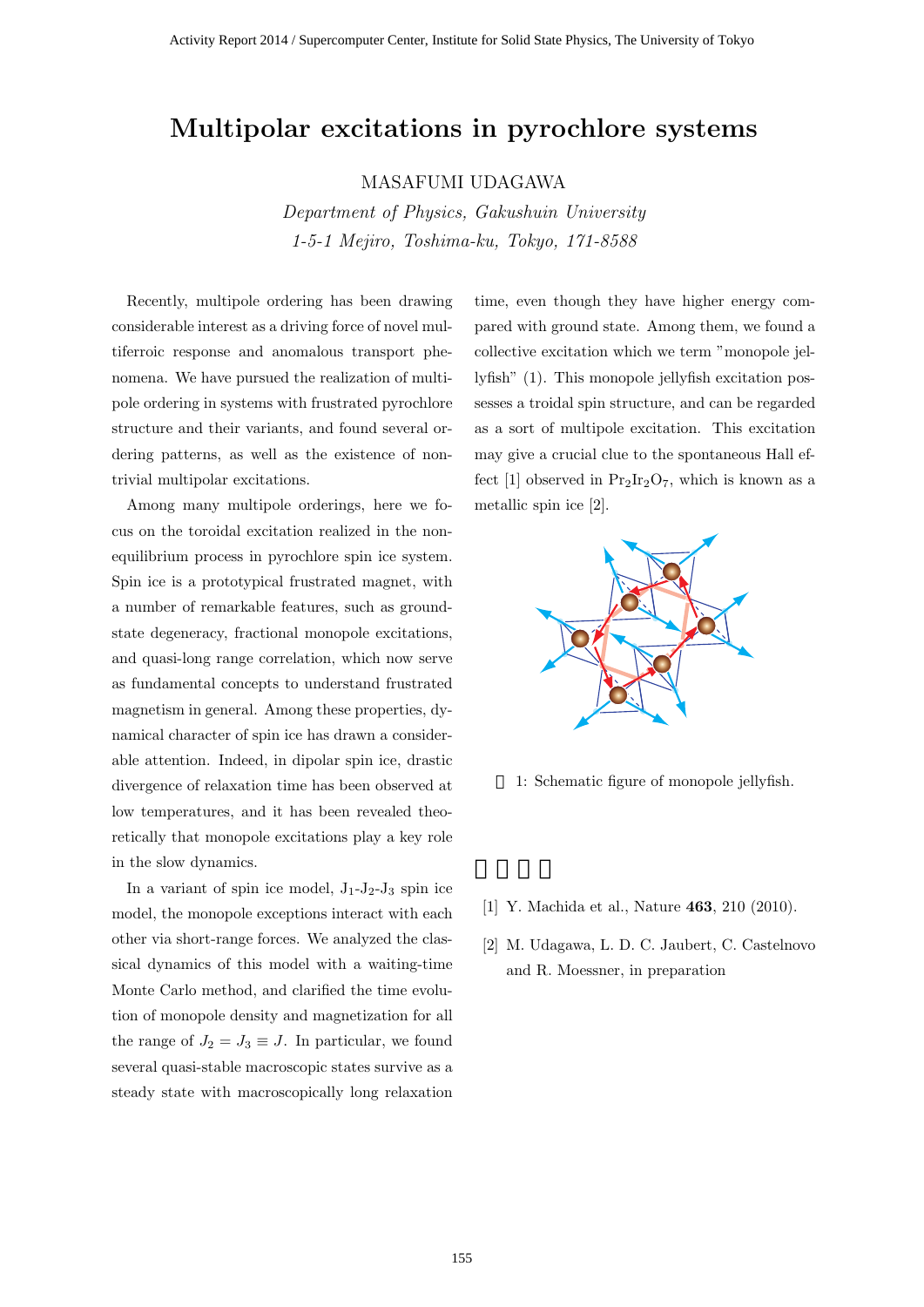# Multipolar excitations in pyrochlore systems

MASAFUMI UDAGAWA

*Department of Physics, Gakushuin University*
*1-5-1 Mejiro, Toshima-ku, Tokyo, 171-8588*

Recently, multipole ordering has been drawing considerable interest as a driving force of novel multiferroic response and anomalous transport phenomena. We have pursued the realization of multipole ordering in systems with frustrated pyrochlore structure and their variants, and found several ordering patterns, as well as the existence of nontrivial multipolar excitations.

Among many multipole orderings, here we focus on the toroidal excitation realized in the non-equilibrium process in pyrochlore spin ice system. Spin ice is a prototypical frustrated magnet, with a number of remarkable features, such as ground-state degeneracy, fractional monopole excitations, and quasi-long range correlation, which now serve as fundamental concepts to understand frustrated magnetism in general. Among these properties, dynamical character of spin ice has drawn a considerable attention. Indeed, in dipolar spin ice, drastic divergence of relaxation time has been observed at low temperatures, and it has been revealed theoretically that monopole excitations play a key role in the slow dynamics.

In a variant of spin ice model, $J_1$-$J_2$-$J_3$ spin ice model, the monopole exceptions interact with each other via short-range forces. We analyzed the classical dynamics of this model with a waiting-time Monte Carlo method, and clarified the time evolution of monopole density and magnetization for all the range of $J_2 = J_3 \equiv J$. In particular, we found several quasi-stable macroscopic states survive as a steady state with macroscopically long relaxation time, even though they have higher energy compared with ground state. Among them, we found a collective excitation which we term "monopole jellyfish" (1). This monopole jellyfish excitation possesses a troidal spin structure, and can be regarded as a sort of multipole excitation. This excitation may give a crucial clue to the spontaneous Hall effect [1] observed in $Pr_2Ir_2O_7$, which is known as a metallic spin ice [2].

図 1: Schematic figure of monopole jellyfish.

## 参考文献

[1] Y. Machida et al., Nature **463**, 210 (2010).

[2] M. Udagawa, L. D. C. Jaubert, C. Castelnovo and R. Moessner, in preparation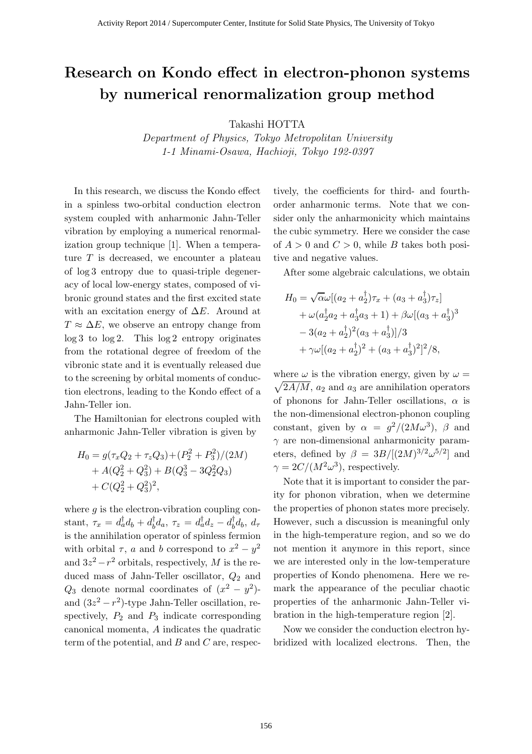# Research on Kondo effect in electron-phonon systems by numerical renormalization group method

Takashi HOTTA

*Department of Physics, Tokyo Metropolitan University*
*1-1 Minami-Osawa, Hachioji, Tokyo 192-0397*

In this research, we discuss the Kondo effect in a spinless two-orbital conduction electron system coupled with anharmonic Jahn-Teller vibration by employing a numerical renormalization group technique [1]. When a temperature $T$ is decreased, we encounter a plateau of $\log 3$ entropy due to quasi-triple degeneracy of local low-energy states, composed of vibronic ground states and the first excited state with an excitation energy of $\Delta E$. Around at $T \approx \Delta E$, we observe an entropy change from $\log 3$ to $\log 2$. This $\log 2$ entropy originates from the rotational degree of freedom of the vibronic state and it is eventually released due to the screening by orbital moments of conduction electrons, leading to the Kondo effect of a Jahn-Teller ion.

The Hamiltonian for electrons coupled with anharmonic Jahn-Teller vibration is given by

$$
\begin{aligned}
H_0 = & \, g(\tau_x Q_2 + \tau_z Q_3) + (P_2^2 + P_3^2)/(2M) \\
& + A(Q_2^2 + Q_3^2) + B(Q_3^3 - 3Q_2^2 Q_3) \\
& + C(Q_2^2 + Q_3^2)^2,
\end{aligned}
$$

where $g$ is the electron-vibration coupling constant, $\tau_x = d_a^\dagger d_b + d_b^\dagger d_a$, $\tau_z = d_a^\dagger d_z - d_b^\dagger d_b$, $d_\tau$ is the annihilation operator of spinless fermion with orbital $\tau$, $a$ and $b$ correspond to $x^2 - y^2$ and $3z^2 - r^2$ orbitals, respectively, $M$ is the reduced mass of Jahn-Teller oscillator, $Q_2$ and $Q_3$ denote normal coordinates of $(x^2 - y^2)$- and $(3z^2 - r^2)$-type Jahn-Teller oscillation, respectively, $P_2$ and $P_3$ indicate corresponding canonical momenta, $A$ indicates the quadratic term of the potential, and $B$ and $C$ are, respectively, the coefficients for third- and fourth-order anharmonic terms. Note that we consider only the anharmonicity which maintains the cubic symmetry. Here we consider the case of $A > 0$ and $C > 0$, while $B$ takes both positive and negative values.

After some algebraic calculations, we obtain

$$
\begin{aligned}
H_0 = & \, \sqrt{\alpha}\omega[(a_2 + a_2^\dagger)\tau_x + (a_3 + a_3^\dagger)\tau_z] \\
& + \omega(a_2^\dagger a_2 + a_3^\dagger a_3 + 1) + \beta\omega[(a_3 + a_3^\dagger)^3 \\
& - 3(a_2 + a_2^\dagger)^2(a_3 + a_3^\dagger)]/3 \\
& + \gamma\omega[(a_2 + a_2^\dagger)^2 + (a_3 + a_3^\dagger)^2]^2/8,
\end{aligned}
$$

where $\omega$ is the vibration energy, given by $\omega = \sqrt{2A/M}$, $a_2$ and $a_3$ are annihilation operators of phonons for Jahn-Teller oscillations, $\alpha$ is the non-dimensional electron-phonon coupling constant, given by $\alpha = g^2/(2M\omega^3)$, $\beta$ and $\gamma$ are non-dimensional anharmonicity parameters, defined by $\beta = 3B/[(2M)^{3/2}\omega^{5/2}]$ and $\gamma = 2C/(M^2\omega^3)$, respectively.

Note that it is important to consider the parity for phonon vibration, when we determine the properties of phonon states more precisely. However, such a discussion is meaningful only in the high-temperature region, and so we do not mention it anymore in this report, since we are interested only in the low-temperature properties of Kondo phenomena. Here we remark the appearance of the peculiar chaotic properties of the anharmonic Jahn-Teller vibration in the high-temperature region [2].

Now we consider the conduction electron hybridized with localized electrons. Then, the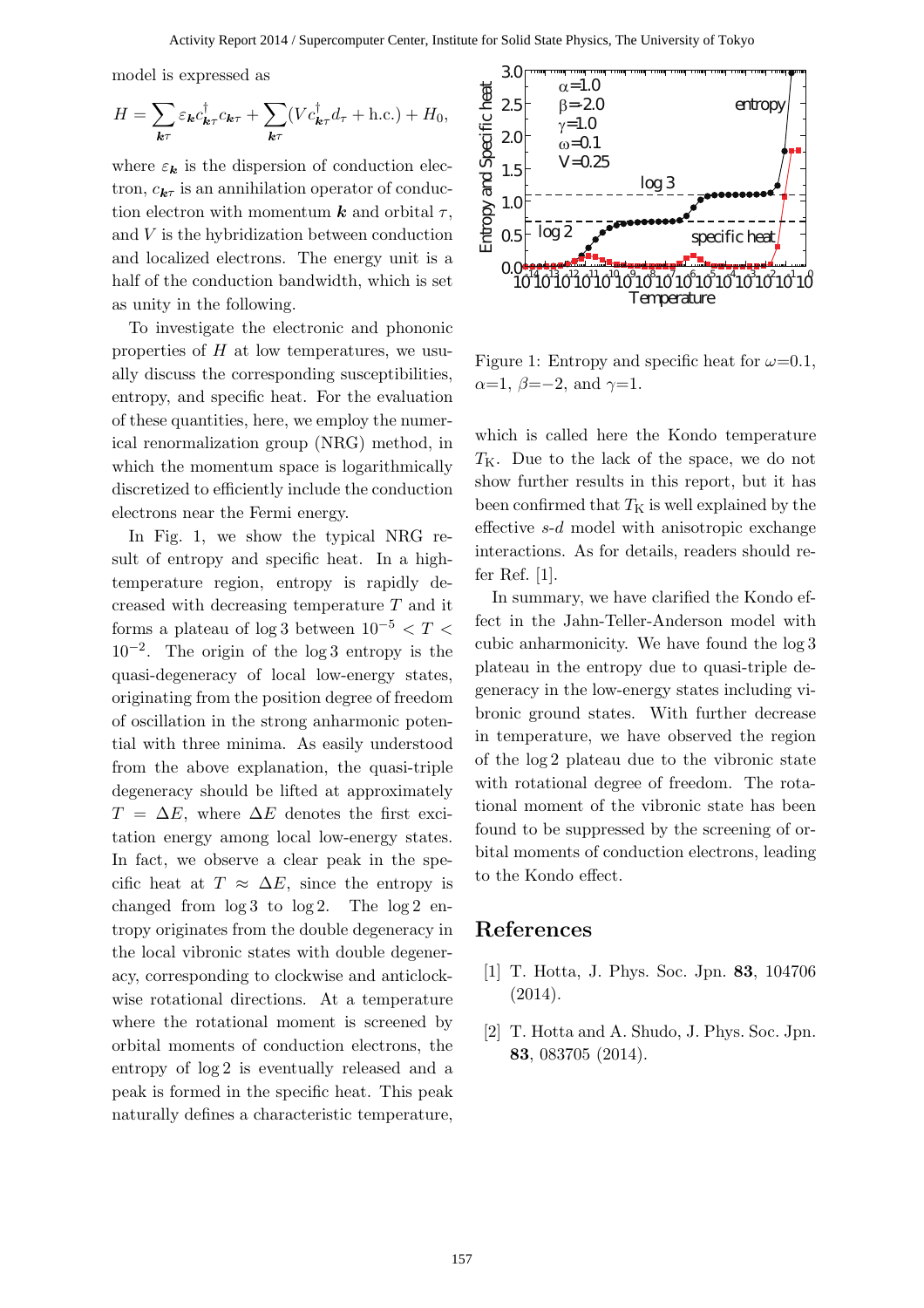model is expressed as

$$H = \sum_{\boldsymbol{k}\tau} \varepsilon_{\boldsymbol{k}} c^{\dagger}_{\boldsymbol{k}\tau} c_{\boldsymbol{k}\tau} + \sum_{\boldsymbol{k}\tau} (V c^{\dagger}_{\boldsymbol{k}\tau} d_{\tau} + \text{h.c.}) + H_0,$$

where $\varepsilon_{\boldsymbol{k}}$ is the dispersion of conduction electron, $c_{\boldsymbol{k}\tau}$ is an annihilation operator of conduction electron with momentum $\boldsymbol{k}$ and orbital $\tau$, and $V$ is the hybridization between conduction and localized electrons. The energy unit is a half of the conduction bandwidth, which is set as unity in the following.

To investigate the electronic and phononic properties of $H$ at low temperatures, we usually discuss the corresponding susceptibilities, entropy, and specific heat. For the evaluation of these quantities, here, we employ the numerical renormalization group (NRG) method, in which the momentum space is logarithmically discretized to efficiently include the conduction electrons near the Fermi energy.

In Fig. 1, we show the typical NRG result of entropy and specific heat. In a high-temperature region, entropy is rapidly decreased with decreasing temperature $T$ and it forms a plateau of $\log 3$ between $10^{-5} < T < 10^{-2}$. The origin of the $\log 3$ entropy is the quasi-degeneracy of local low-energy states, originating from the position degree of freedom of oscillation in the strong anharmonic potential with three minima. As easily understood from the above explanation, the quasi-triple degeneracy should be lifted at approximately $T = \Delta E$, where $\Delta E$ denotes the first excitation energy among local low-energy states. In fact, we observe a clear peak in the specific heat at $T \approx \Delta E$, since the entropy is changed from $\log 3$ to $\log 2$. The $\log 2$ entropy originates from the double degeneracy in the local vibronic states with double degeneracy, corresponding to clockwise and anticlockwise rotational directions. At a temperature where the rotational moment is screened by orbital moments of conduction electrons, the entropy of $\log 2$ is eventually released and a peak is formed in the specific heat. This peak naturally defines a characteristic temperature, which is called here the Kondo temperature $T_{\rm K}$. Due to the lack of the space, we do not show further results in this report, but it has been confirmed that $T_{\rm K}$ is well explained by the effective *s*-*d* model with anisotropic exchange interactions. As for details, readers should refer Ref. [1].

Figure 1: Entropy and specific heat for $\omega$=0.1, $\alpha$=1, $\beta$=−2, and $\gamma$=1.

In summary, we have clarified the Kondo effect in the Jahn-Teller-Anderson model with cubic anharmonicity. We have found the $\log 3$ plateau in the entropy due to quasi-triple degeneracy in the low-energy states including vibronic ground states. With further decrease in temperature, we have observed the region of the $\log 2$ plateau due to the vibronic state with rotational degree of freedom. The rotational moment of the vibronic state has been found to be suppressed by the screening of orbital moments of conduction electrons, leading to the Kondo effect.

## References

[1] T. Hotta, J. Phys. Soc. Jpn. **83**, 104706 (2014).

[2] T. Hotta and A. Shudo, J. Phys. Soc. Jpn. **83**, 083705 (2014).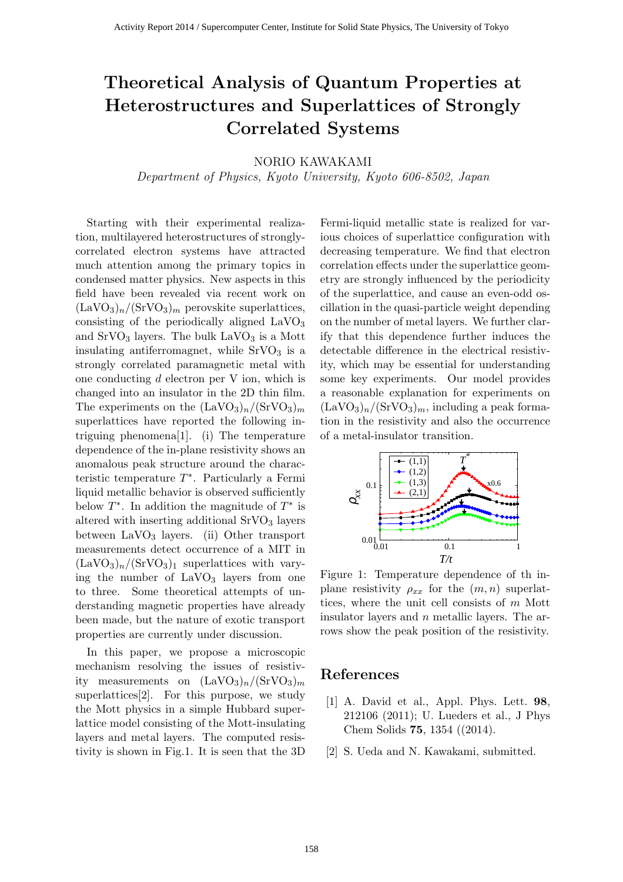# Theoretical Analysis of Quantum Properties at Heterostructures and Superlattices of Strongly Correlated Systems

NORIO KAWAKAMI

*Department of Physics, Kyoto University, Kyoto 606-8502, Japan*

Starting with their experimental realization, multilayered heterostructures of strongly-correlated electron systems have attracted much attention among the primary topics in condensed matter physics. New aspects in this field have been revealed via recent work on $(LaVO_3)_n/(SrVO_3)_m$ perovskite superlattices, consisting of the periodically aligned $LaVO_3$ and $SrVO_3$ layers. The bulk $LaVO_3$ is a Mott insulating antiferromagnet, while $SrVO_3$ is a strongly correlated paramagnetic metal with one conducting $d$ electron per V ion, which is changed into an insulator in the 2D thin film. The experiments on the $(LaVO_3)_n/(SrVO_3)_m$ superlattices have reported the following intriguing phenomena[1]. (i) The temperature dependence of the in-plane resistivity shows an anomalous peak structure around the characteristic temperature $T^*$. Particularly a Fermi liquid metallic behavior is observed sufficiently below $T^*$. In addition the magnitude of $T^*$ is altered with inserting additional $SrVO_3$ layers between $LaVO_3$ layers. (ii) Other transport measurements detect occurrence of a MIT in $(LaVO_3)_n/(SrVO_3)_1$ superlattices with varying the number of $LaVO_3$ layers from one to three. Some theoretical attempts of understanding magnetic properties have already been made, but the nature of exotic transport properties are currently under discussion.

In this paper, we propose a microscopic mechanism resolving the issues of resistivity measurements on $(LaVO_3)_n/(SrVO_3)_m$ superlattices[2]. For this purpose, we study the Mott physics in a simple Hubbard superlattice model consisting of the Mott-insulating layers and metal layers. The computed resistivity is shown in Fig.1. It is seen that the 3D Fermi-liquid metallic state is realized for various choices of superlattice configuration with decreasing temperature. We find that electron correlation effects under the superlattice geometry are strongly influenced by the periodicity of the superlattice, and cause an even-odd oscillation in the quasi-particle weight depending on the number of metal layers. We further clarify that this dependence further induces the detectable difference in the electrical resistivity, which may be essential for understanding some key experiments. Our model provides a reasonable explanation for experiments on $(LaVO_3)_n/(SrVO_3)_m$, including a peak formation in the resistivity and also the occurrence of a metal-insulator transition.

Figure 1: Temperature dependence of th in-plane resistivity $\rho_{xx}$ for the $(m, n)$ superlattices, where the unit cell consists of $m$ Mott insulator layers and $n$ metallic layers. The arrows show the peak position of the resistivity.

## References

[1] A. David et al., Appl. Phys. Lett. **98**, 212106 (2011); U. Lueders et al., J Phys Chem Solids **75**, 1354 ((2014).

[2] S. Ueda and N. Kawakami, submitted.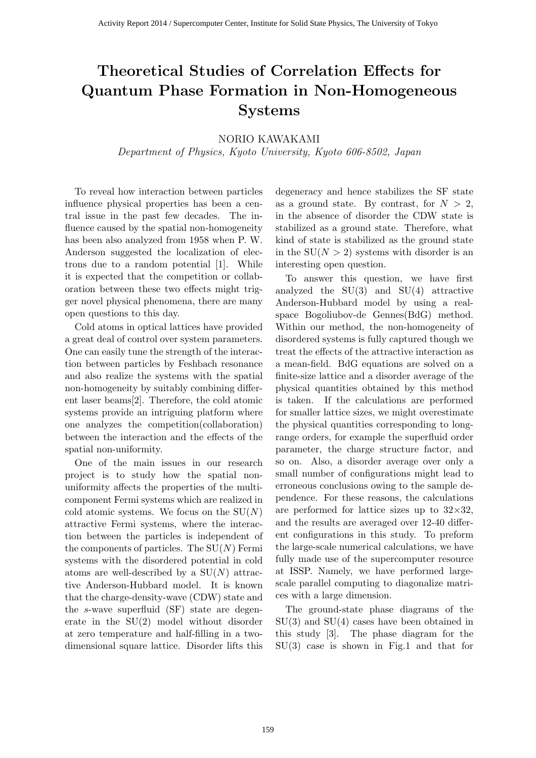# Theoretical Studies of Correlation Effects for Quantum Phase Formation in Non-Homogeneous Systems

NORIO KAWAKAMI

*Department of Physics, Kyoto University, Kyoto 606-8502, Japan*

To reveal how interaction between particles influence physical properties has been a central issue in the past few decades. The influence caused by the spatial non-homogeneity has been also analyzed from 1958 when P. W. Anderson suggested the localization of electrons due to a random potential [1]. While it is expected that the competition or collaboration between these two effects might trigger novel physical phenomena, there are many open questions to this day.

Cold atoms in optical lattices have provided a great deal of control over system parameters. One can easily tune the strength of the interaction between particles by Feshbach resonance and also realize the systems with the spatial non-homogeneity by suitably combining different laser beams[2]. Therefore, the cold atomic systems provide an intriguing platform where one analyzes the competition(collaboration) between the interaction and the effects of the spatial non-uniformity.

One of the main issues in our research project is to study how the spatial non-uniformity affects the properties of the multi-component Fermi systems which are realized in cold atomic systems. We focus on the SU($N$) attractive Fermi systems, where the interaction between the particles is independent of the components of particles. The SU($N$) Fermi systems with the disordered potential in cold atoms are well-described by a SU($N$) attractive Anderson-Hubbard model. It is known that the charge-density-wave (CDW) state and the *s*-wave superfluid (SF) state are degenerate in the SU(2) model without disorder at zero temperature and half-filling in a two-dimensional square lattice. Disorder lifts this degeneracy and hence stabilizes the SF state as a ground state. By contrast, for $N > 2$, in the absence of disorder the CDW state is stabilized as a ground state. Therefore, what kind of state is stabilized as the ground state in the SU($N > 2$) systems with disorder is an interesting open question.

To answer this question, we have first analyzed the SU(3) and SU(4) attractive Anderson-Hubbard model by using a real-space Bogoliubov-de Gennes(BdG) method. Within our method, the non-homogeneity of disordered systems is fully captured though we treat the effects of the attractive interaction as a mean-field. BdG equations are solved on a finite-size lattice and a disorder average of the physical quantities obtained by this method is taken. If the calculations are performed for smaller lattice sizes, we might overestimate the physical quantities corresponding to long-range orders, for example the superfluid order parameter, the charge structure factor, and so on. Also, a disorder average over only a small number of configurations might lead to erroneous conclusions owing to the sample dependence. For these reasons, the calculations are performed for lattice sizes up to 32×32, and the results are averaged over 12-40 different configurations in this study. To preform the large-scale numerical calculations, we have fully made use of the supercomputer resource at ISSP. Namely, we have performed large-scale parallel computing to diagonalize matrices with a large dimension.

The ground-state phase diagrams of the SU(3) and SU(4) cases have been obtained in this study [3]. The phase diagram for the SU(3) case is shown in Fig.1 and that for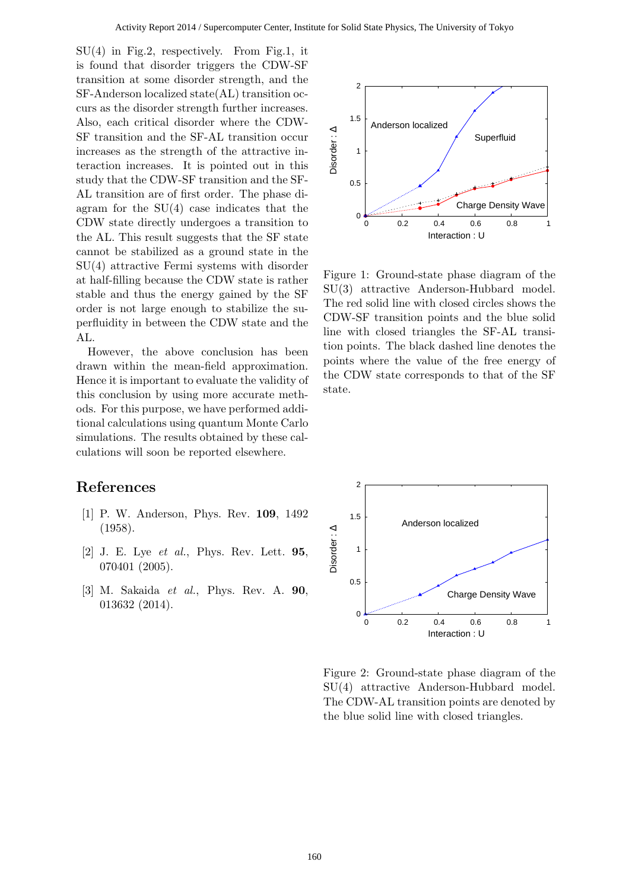SU(4) in Fig.2, respectively. From Fig.1, it is found that disorder triggers the CDW-SF transition at some disorder strength, and the SF-Anderson localized state(AL) transition occurs as the disorder strength further increases. Also, each critical disorder where the CDW-SF transition and the SF-AL transition occur increases as the strength of the attractive interaction increases. It is pointed out in this study that the CDW-SF transition and the SF-AL transition are of first order. The phase diagram for the SU(4) case indicates that the CDW state directly undergoes a transition to the AL. This result suggests that the SF state cannot be stabilized as a ground state in the SU(4) attractive Fermi systems with disorder at half-filling because the CDW state is rather stable and thus the energy gained by the SF order is not large enough to stabilize the superfluidity in between the CDW state and the AL.

However, the above conclusion has been drawn within the mean-field approximation. Hence it is important to evaluate the validity of this conclusion by using more accurate methods. For this purpose, we have performed additional calculations using quantum Monte Carlo simulations. The results obtained by these calculations will soon be reported elsewhere.

Figure 1: Ground-state phase diagram of the SU(3) attractive Anderson-Hubbard model. The red solid line with closed circles shows the CDW-SF transition points and the blue solid line with closed triangles the SF-AL transition points. The black dashed line denotes the points where the value of the free energy of the CDW state corresponds to that of the SF state.

Figure 2: Ground-state phase diagram of the SU(4) attractive Anderson-Hubbard model. The CDW-AL transition points are denoted by the blue solid line with closed triangles.

## References

[1] P. W. Anderson, Phys. Rev. **109**, 1492 (1958).

[2] J. E. Lye *et al.*, Phys. Rev. Lett. **95**, 070401 (2005).

[3] M. Sakaida *et al.*, Phys. Rev. A. **90**, 013632 (2014).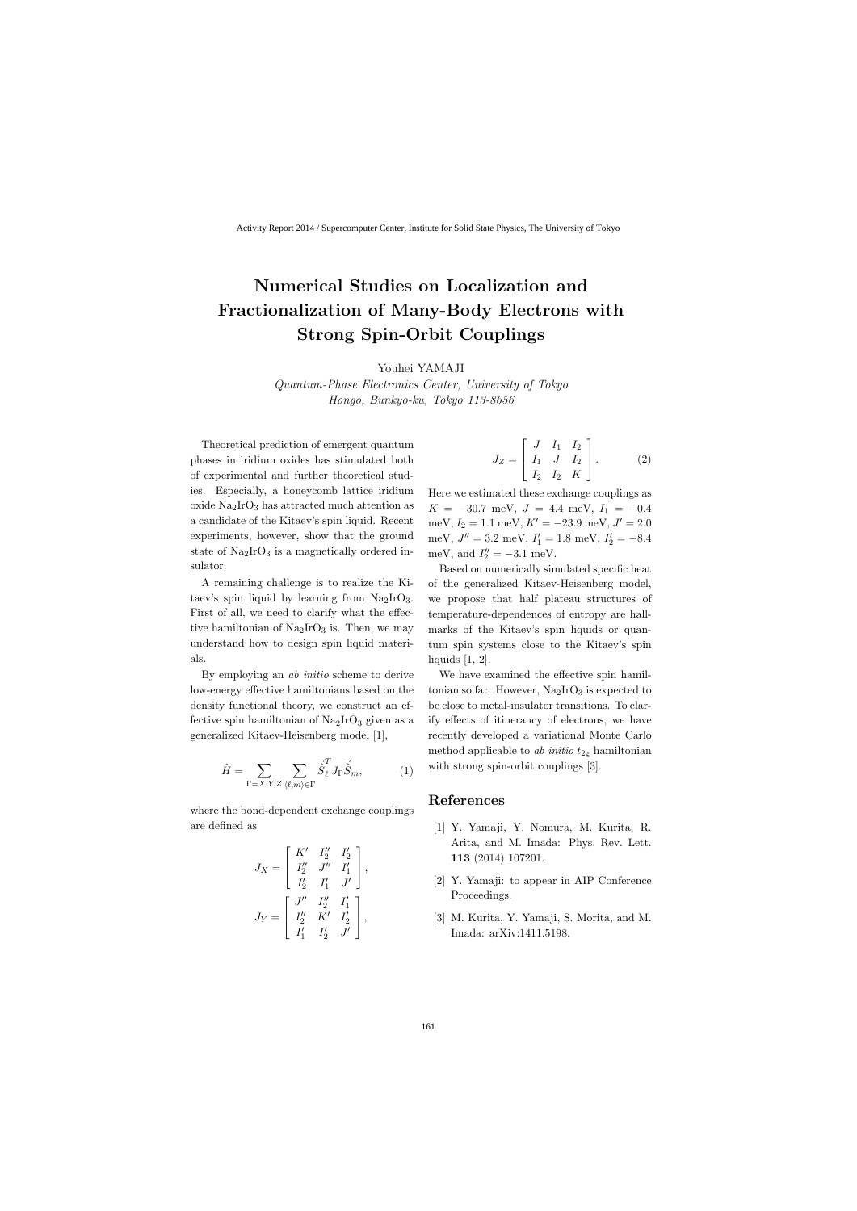# Numerical Studies on Localization and Fractionalization of Many-Body Electrons with Strong Spin-Orbit Couplings

Youhei YAMAJI

*Quantum-Phase Electronics Center, University of Tokyo*
*Hongo, Bunkyo-ku, Tokyo 113-8656*

Theoretical prediction of emergent quantum phases in iridium oxides has stimulated both of experimental and further theoretical studies. Especially, a honeycomb lattice iridium oxide $Na_2IrO_3$ has attracted much attention as a candidate of the Kitaev's spin liquid. Recent experiments, however, show that the ground state of $Na_2IrO_3$ is a magnetically ordered insulator.

A remaining challenge is to realize the Kitaev's spin liquid by learning from $Na_2IrO_3$. First of all, we need to clarify what the effective hamiltonian of $Na_2IrO_3$ is. Then, we may understand how to design spin liquid materials.

By employing an *ab initio* scheme to derive low-energy effective hamiltonians based on the density functional theory, we construct an effective spin hamiltonian of $Na_2IrO_3$ given as a generalized Kitaev-Heisenberg model [1],

$$\hat{H} = \sum_{\Gamma=X,Y,Z} \sum_{\langle \ell,m \rangle \in \Gamma} \vec{\hat{S}}_\ell^T J_\Gamma \vec{\hat{S}}_m, \tag{1}$$

where the bond-dependent exchange couplings are defined as

$$J_X = \begin{bmatrix} K' & I_2'' & I_2' \\ I_2'' & J'' & I_1' \\ I_2' & I_1' & J' \end{bmatrix},$$

$$J_Y = \begin{bmatrix} J'' & I_2'' & I_1' \\ I_2'' & K' & I_2' \\ I_1' & I_2' & J' \end{bmatrix},$$

$$J_Z = \begin{bmatrix} J & I_1 & I_2 \\ I_1 & J & I_2 \\ I_2 & I_2 & K \end{bmatrix}. \tag{2}$$

Here we estimated these exchange couplings as $K = -30.7$ meV, $J = 4.4$ meV, $I_1 = -0.4$ meV, $I_2 = 1.1$ meV, $K' = -23.9$ meV, $J' = 2.0$ meV, $J'' = 3.2$ meV, $I_1' = 1.8$ meV, $I_2' = -8.4$ meV, and $I_2'' = -3.1$ meV.

Based on numerically simulated specific heat of the generalized Kitaev-Heisenberg model, we propose that half plateau structures of temperature-dependences of entropy are hallmarks of the Kitaev's spin liquids or quantum spin systems close to the Kitaev's spin liquids [1, 2].

We have examined the effective spin hamiltonian so far. However, $Na_2IrO_3$ is expected to be close to metal-insulator transitions. To clarify effects of itinerancy of electrons, we have recently developed a variational Monte Carlo method applicable to *ab initio* $t_{2g}$ hamiltonian with strong spin-orbit couplings [3].

## References

[1] Y. Yamaji, Y. Nomura, M. Kurita, R. Arita, and M. Imada: Phys. Rev. Lett. **113** (2014) 107201.

[2] Y. Yamaji: to appear in AIP Conference Proceedings.

[3] M. Kurita, Y. Yamaji, S. Morita, and M. Imada: arXiv:1411.5198.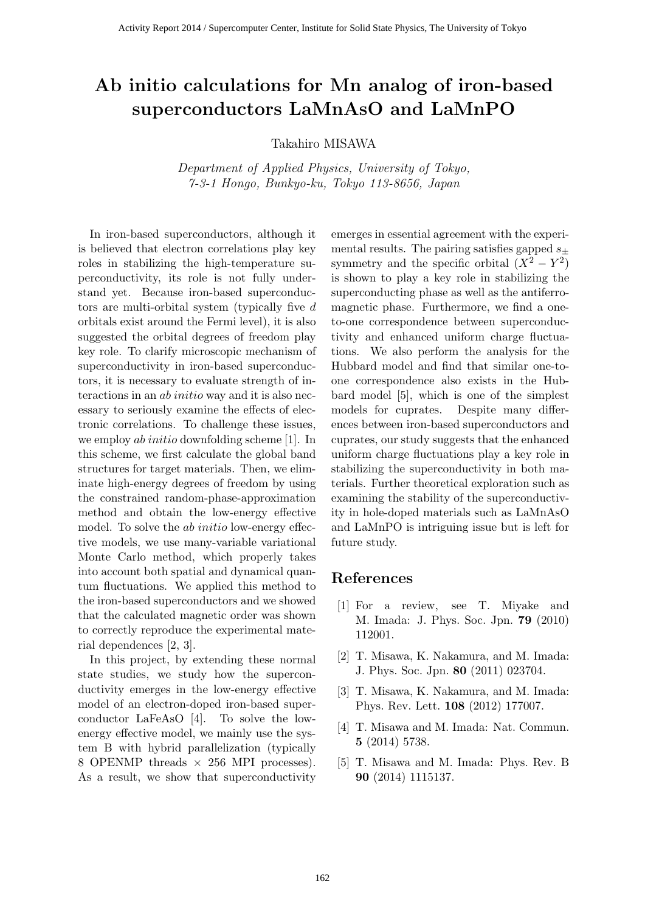# Ab initio calculations for Mn analog of iron-based superconductors LaMnAsO and LaMnPO

Takahiro MISAWA

*Department of Applied Physics, University of Tokyo, 7-3-1 Hongo, Bunkyo-ku, Tokyo 113-8656, Japan*

In iron-based superconductors, although it is believed that electron correlations play key roles in stabilizing the high-temperature superconductivity, its role is not fully understand yet. Because iron-based superconductors are multi-orbital system (typically five $d$ orbitals exist around the Fermi level), it is also suggested the orbital degrees of freedom play key role. To clarify microscopic mechanism of superconductivity in iron-based superconductors, it is necessary to evaluate strength of interactions in an *ab initio* way and it is also necessary to seriously examine the effects of electronic correlations. To challenge these issues, we employ *ab initio* downfolding scheme [1]. In this scheme, we first calculate the global band structures for target materials. Then, we eliminate high-energy degrees of freedom by using the constrained random-phase-approximation method and obtain the low-energy effective model. To solve the *ab initio* low-energy effective models, we use many-variable variational Monte Carlo method, which properly takes into account both spatial and dynamical quantum fluctuations. We applied this method to the iron-based superconductors and we showed that the calculated magnetic order was shown to correctly reproduce the experimental material dependences [2, 3].

In this project, by extending these normal state studies, we study how the superconductivity emerges in the low-energy effective model of an electron-doped iron-based superconductor LaFeAsO [4]. To solve the low-energy effective model, we mainly use the system B with hybrid parallelization (typically 8 OPENMP threads × 256 MPI processes). As a result, we show that superconductivity emerges in essential agreement with the experimental results. The pairing satisfies gapped $s_{\pm}$ symmetry and the specific orbital ($X^2 - Y^2$) is shown to play a key role in stabilizing the superconducting phase as well as the antiferromagnetic phase. Furthermore, we find a one-to-one correspondence between superconductivity and enhanced uniform charge fluctuations. We also perform the analysis for the Hubbard model and find that similar one-to-one correspondence also exists in the Hubbard model [5], which is one of the simplest models for cuprates. Despite many differences between iron-based superconductors and cuprates, our study suggests that the enhanced uniform charge fluctuations play a key role in stabilizing the superconductivity in both materials. Further theoretical exploration such as examining the stability of the superconductivity in hole-doped materials such as LaMnAsO and LaMnPO is intriguing issue but is left for future study.

## References

[1] For a review, see T. Miyake and M. Imada: J. Phys. Soc. Jpn. **79** (2010) 112001.

[2] T. Misawa, K. Nakamura, and M. Imada: J. Phys. Soc. Jpn. **80** (2011) 023704.

[3] T. Misawa, K. Nakamura, and M. Imada: Phys. Rev. Lett. **108** (2012) 177007.

[4] T. Misawa and M. Imada: Nat. Commun. **5** (2014) 5738.

[5] T. Misawa and M. Imada: Phys. Rev. B **90** (2014) 1115137.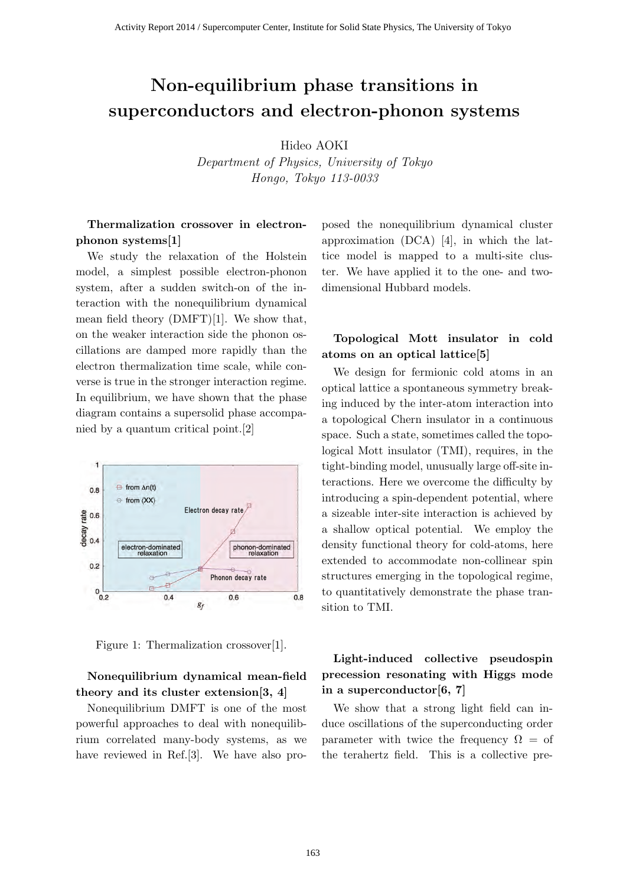# Non-equilibrium phase transitions in superconductors and electron-phonon systems

Hideo AOKI

*Department of Physics, University of Tokyo*
*Hongo, Tokyo 113-0033*

### Thermalization crossover in electron-phonon systems[1]

We study the relaxation of the Holstein model, a simplest possible electron-phonon system, after a sudden switch-on of the interaction with the nonequilibrium dynamical mean field theory (DMFT)[1]. We show that, on the weaker interaction side the phonon oscillations are damped more rapidly than the electron thermalization time scale, while converse is true in the stronger interaction regime. In equilibrium, we have shown that the phase diagram contains a supersolid phase accompanied by a quantum critical point.[2]

Figure 1: Thermalization crossover[1].

### Nonequilibrium dynamical mean-field theory and its cluster extension[3, 4]

Nonequilibrium DMFT is one of the most powerful approaches to deal with nonequilibrium correlated many-body systems, as we have reviewed in Ref.[3]. We have also proposed the nonequilibrium dynamical cluster approximation (DCA) [4], in which the lattice model is mapped to a multi-site cluster. We have applied it to the one- and two-dimensional Hubbard models.

### Topological Mott insulator in cold atoms on an optical lattice[5]

We design for fermionic cold atoms in an optical lattice a spontaneous symmetry breaking induced by the inter-atom interaction into a topological Chern insulator in a continuous space. Such a state, sometimes called the topological Mott insulator (TMI), requires, in the tight-binding model, unusually large off-site interactions. Here we overcome the difficulty by introducing a spin-dependent potential, where a sizeable inter-site interaction is achieved by a shallow optical potential. We employ the density functional theory for cold-atoms, here extended to accommodate non-collinear spin structures emerging in the topological regime, to quantitatively demonstrate the phase transition to TMI.

### Light-induced collective pseudospin precession resonating with Higgs mode in a superconductor[6, 7]

We show that a strong light field can induce oscillations of the superconducting order parameter with twice the frequency $\Omega =$ of the terahertz field. This is a collective pre-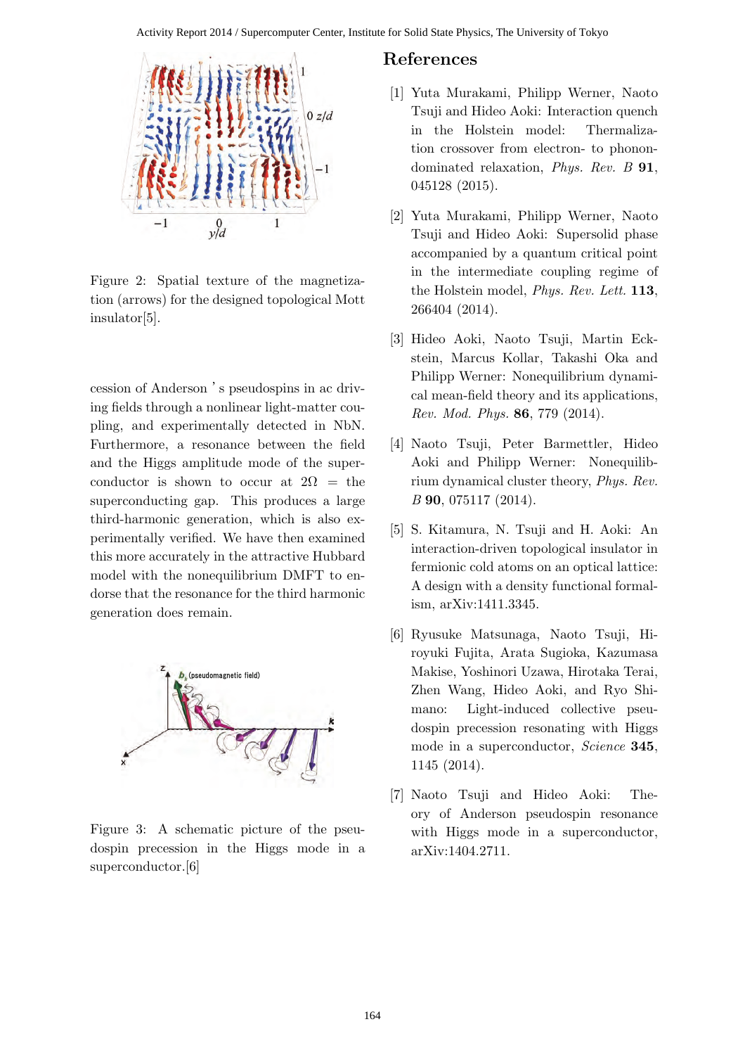Figure 2: Spatial texture of the magnetization (arrows) for the designed topological Mott insulator[5].

cession of Anderson ' s pseudospins in ac driving fields through a nonlinear light-matter coupling, and experimentally detected in NbN. Furthermore, a resonance between the field and the Higgs amplitude mode of the superconductor is shown to occur at $2\Omega$ = the superconducting gap. This produces a large third-harmonic generation, which is also experimentally verified. We have then examined this more accurately in the attractive Hubbard model with the nonequilibrium DMFT to endorse that the resonance for the third harmonic generation does remain.

Figure 3: A schematic picture of the pseudospin precession in the Higgs mode in a superconductor.[6]

## References

[1] Yuta Murakami, Philipp Werner, Naoto Tsuji and Hideo Aoki: Interaction quench in the Holstein model: Thermalization crossover from electron- to phonon-dominated relaxation, *Phys. Rev. B* **91**, 045128 (2015).

[2] Yuta Murakami, Philipp Werner, Naoto Tsuji and Hideo Aoki: Supersolid phase accompanied by a quantum critical point in the intermediate coupling regime of the Holstein model, *Phys. Rev. Lett.* **113**, 266404 (2014).

[3] Hideo Aoki, Naoto Tsuji, Martin Eckstein, Marcus Kollar, Takashi Oka and Philipp Werner: Nonequilibrium dynamical mean-field theory and its applications, *Rev. Mod. Phys.* **86**, 779 (2014).

[4] Naoto Tsuji, Peter Barmettler, Hideo Aoki and Philipp Werner: Nonequilibrium dynamical cluster theory, *Phys. Rev. B* **90**, 075117 (2014).

[5] S. Kitamura, N. Tsuji and H. Aoki: An interaction-driven topological insulator in fermionic cold atoms on an optical lattice: A design with a density functional formalism, arXiv:1411.3345.

[6] Ryusuke Matsunaga, Naoto Tsuji, Hiroyuki Fujita, Arata Sugioka, Kazumasa Makise, Yoshinori Uzawa, Hirotaka Terai, Zhen Wang, Hideo Aoki, and Ryo Shimano: Light-induced collective pseudospin precession resonating with Higgs mode in a superconductor, *Science* **345**, 1145 (2014).

[7] Naoto Tsuji and Hideo Aoki: Theory of Anderson pseudospin resonance with Higgs mode in a superconductor, arXiv:1404.2711.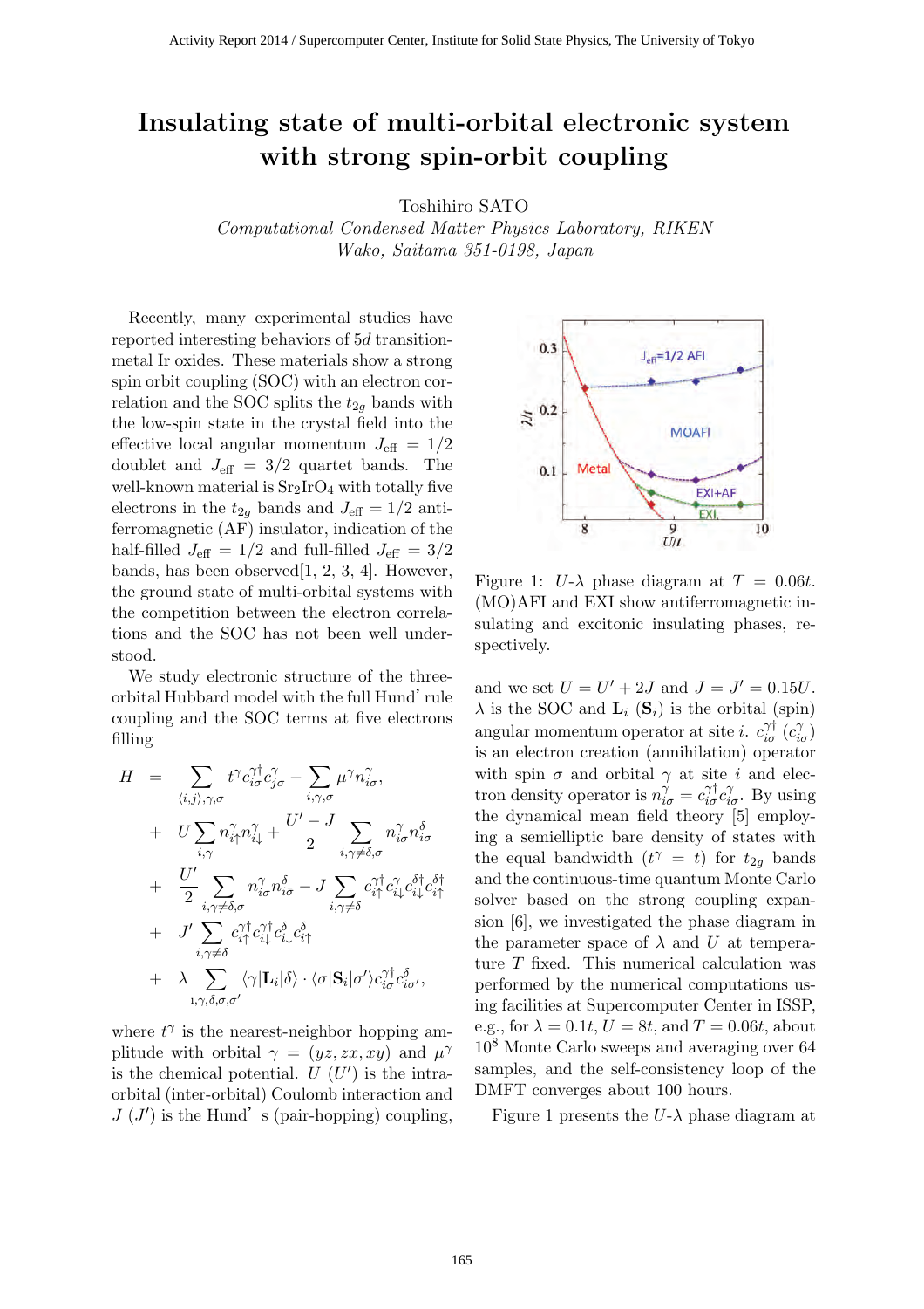# Insulating state of multi-orbital electronic system with strong spin-orbit coupling

Toshihiro SATO

*Computational Condensed Matter Physics Laboratory, RIKEN*
*Wako, Saitama 351-0198, Japan*

Recently, many experimental studies have reported interesting behaviors of $5d$ transition-metal Ir oxides. These materials show a strong spin orbit coupling (SOC) with an electron correlation and the SOC splits the $t_{2g}$ bands with the low-spin state in the crystal field into the effective local angular momentum $J_{\rm eff} = 1/2$ doublet and $J_{\rm eff} = 3/2$ quartet bands. The well-known material is $Sr_2IrO_4$ with totally five electrons in the $t_{2g}$ bands and $J_{\rm eff} = 1/2$ antiferromagnetic (AF) insulator, indication of the half-filled $J_{\rm eff} = 1/2$ and full-filled $J_{\rm eff} = 3/2$ bands, has been observed[1, 2, 3, 4]. However, the ground state of multi-orbital systems with the competition between the electron correlations and the SOC has not been well understood.

We study electronic structure of the three-orbital Hubbard model with the full Hund' rule coupling and the SOC terms at five electrons filling

$$
\begin{aligned}
H &= \sum_{\langle i,j\rangle,\gamma,\sigma} t^{\gamma} c_{i\sigma}^{\gamma\dagger} c_{j\sigma}^{\gamma} - \sum_{i,\gamma,\sigma} \mu^{\gamma} n_{i\sigma}^{\gamma}, \\
&+ U \sum_{i,\gamma} n_{i\uparrow}^{\gamma} n_{i\downarrow}^{\gamma} + \frac{U'-J}{2} \sum_{i,\gamma\neq\delta,\sigma} n_{i\sigma}^{\gamma} n_{i\sigma}^{\delta} \\
&+ \frac{U'}{2} \sum_{i,\gamma\neq\delta,\sigma} n_{i\sigma}^{\gamma} n_{i\bar{\sigma}}^{\delta} - J \sum_{i,\gamma\neq\delta} c_{i\uparrow}^{\gamma\dagger} c_{i\downarrow}^{\gamma} c_{i\downarrow}^{\delta\dagger} c_{i\uparrow}^{\delta\dagger} \\
&+ J' \sum_{i,\gamma\neq\delta} c_{i\uparrow}^{\gamma\dagger} c_{i\downarrow}^{\gamma\dagger} c_{i\downarrow}^{\delta} c_{i\uparrow}^{\delta} \\
&+ \lambda \sum_{i,\gamma,\delta,\sigma,\sigma'} \langle\gamma|\mathbf{L}_i|\delta\rangle \cdot \langle\sigma|\mathbf{S}_i|\sigma'\rangle c_{i\sigma}^{\gamma\dagger} c_{i\sigma'}^{\delta},
\end{aligned}
$$

where $t^{\gamma}$ is the nearest-neighbor hopping amplitude with orbital $\gamma = (yz, zx, xy)$ and $\mu^{\gamma}$ is the chemical potential. $U$ ($U'$) is the intra-orbital (inter-orbital) Coulomb interaction and $J$ ($J'$) is the Hund' s (pair-hopping) coupling, and we set $U = U' + 2J$ and $J = J' = 0.15U$. $\lambda$ is the SOC and $\mathbf{L}_i$ ($\mathbf{S}_i$) is the orbital (spin) angular momentum operator at site $i$. $c_{i\sigma}^{\gamma\dagger}$ ($c_{i\sigma}^{\gamma}$) is an electron creation (annihilation) operator with spin $\sigma$ and orbital $\gamma$ at site $i$ and electron density operator is $n_{i\sigma}^{\gamma} = c_{i\sigma}^{\gamma\dagger} c_{i\sigma}^{\gamma}$. By using the dynamical mean field theory [5] employing a semielliptic bare density of states with the equal bandwidth ($t^{\gamma} = t$) for $t_{2g}$ bands and the continuous-time quantum Monte Carlo solver based on the strong coupling expansion [6], we investigated the phase diagram in the parameter space of $\lambda$ and $U$ at temperature $T$ fixed. This numerical calculation was performed by the numerical computations using facilities at Supercomputer Center in ISSP, e.g., for $\lambda = 0.1t$, $U = 8t$, and $T = 0.06t$, about $10^8$ Monte Carlo sweeps and averaging over 64 samples, and the self-consistency loop of the DMFT converges about 100 hours.

Figure 1: $U$-$\lambda$ phase diagram at $T = 0.06t$. (MO)AFI and EXI show antiferromagnetic insulating and excitonic insulating phases, respectively.

Figure 1 presents the $U$-$\lambda$ phase diagram at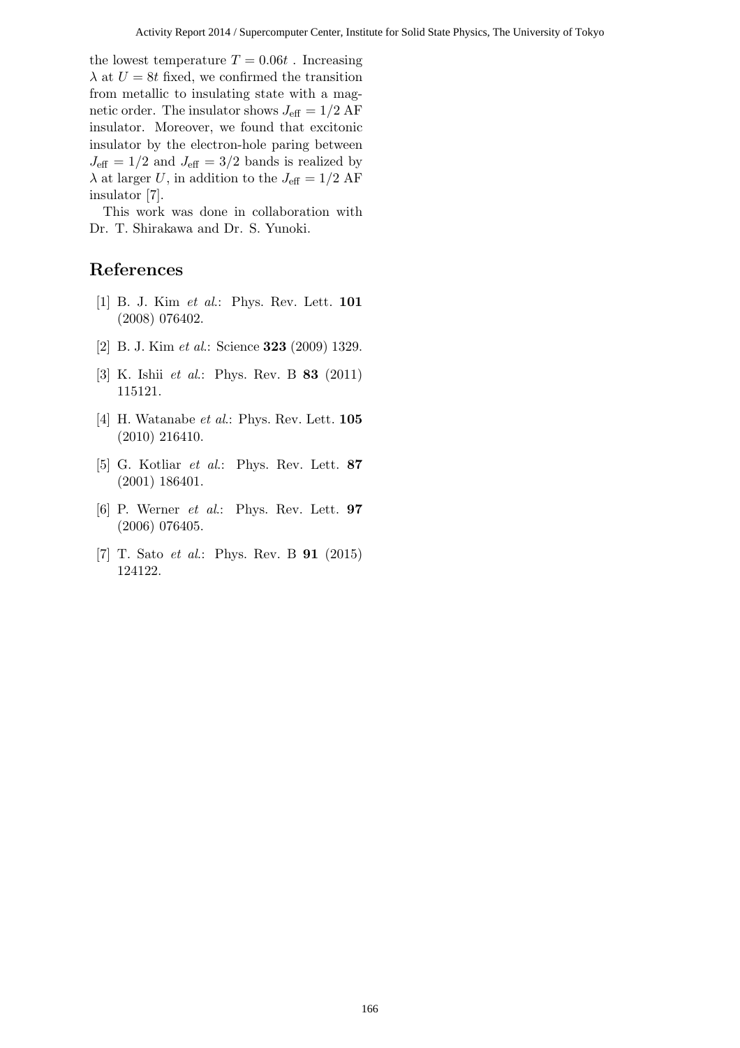the lowest temperature $T = 0.06t$ . Increasing $\lambda$ at $U = 8t$ fixed, we confirmed the transition from metallic to insulating state with a magnetic order. The insulator shows $J_{\rm eff} = 1/2$ AF insulator. Moreover, we found that excitonic insulator by the electron-hole paring between $J_{\rm eff} = 1/2$ and $J_{\rm eff} = 3/2$ bands is realized by $\lambda$ at larger $U$, in addition to the $J_{\rm eff} = 1/2$ AF insulator [7].

This work was done in collaboration with Dr. T. Shirakawa and Dr. S. Yunoki.

## References

[1] B. J. Kim *et al.*: Phys. Rev. Lett. **101** (2008) 076402.

[2] B. J. Kim *et al.*: Science **323** (2009) 1329.

[3] K. Ishii *et al.*: Phys. Rev. B **83** (2011) 115121.

[4] H. Watanabe *et al.*: Phys. Rev. Lett. **105** (2010) 216410.

[5] G. Kotliar *et al.*: Phys. Rev. Lett. **87** (2001) 186401.

[6] P. Werner *et al.*: Phys. Rev. Lett. **97** (2006) 076405.

[7] T. Sato *et al.*: Phys. Rev. B **91** (2015) 124122.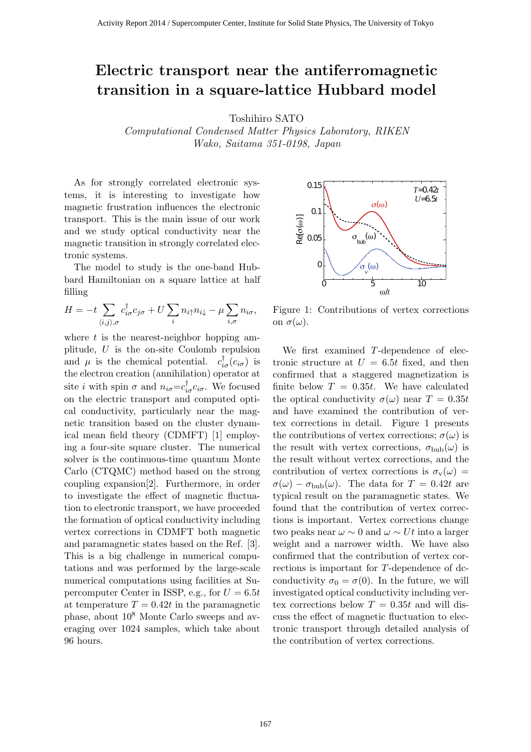# Electric transport near the antiferromagnetic transition in a square-lattice Hubbard model

Toshihiro SATO

*Computational Condensed Matter Physics Laboratory, RIKEN*
*Wako, Saitama 351-0198, Japan*

As for strongly correlated electronic systems, it is interesting to investigate how magnetic frustration influences the electronic transport. This is the main issue of our work and we study optical conductivity near the magnetic transition in strongly correlated electronic systems.

The model to study is the one-band Hubbard Hamiltonian on a square lattice at half filling

$$H = -t \sum_{\langle i,j \rangle,\sigma} c^{\dagger}_{i\sigma} c_{j\sigma} + U \sum_{i} n_{i\uparrow} n_{i\downarrow} - \mu \sum_{i,\sigma} n_{i\sigma},$$

where $t$ is the nearest-neighbor hopping amplitude, $U$ is the on-site Coulomb repulsion and $\mu$ is the chemical potential. $c^{\dagger}_{i\sigma}(c_{i\sigma})$ is the electron creation (annihilation) operator at site $i$ with spin $\sigma$ and $n_{i\sigma}$=$c^{\dagger}_{i\sigma}c_{i\sigma}$. We focused on the electric transport and computed optical conductivity, particularly near the magnetic transition based on the cluster dynamical mean field theory (CDMFT) [1] employing a four-site square cluster. The numerical solver is the continuous-time quantum Monte Carlo (CTQMC) method based on the strong coupling expansion[2]. Furthermore, in order to investigate the effect of magnetic fluctuation to electronic transport, we have proceeded the formation of optical conductivity including vertex corrections in CDMFT both magnetic and paramagnetic states based on the Ref. [3]. This is a big challenge in numerical computations and was performed by the large-scale numerical computations using facilities at Supercomputer Center in ISSP, e.g., for $U = 6.5t$ at temperature $T = 0.42t$ in the paramagnetic phase, about $10^8$ Monte Carlo sweeps and averaging over 1024 samples, which take about 96 hours.

Figure 1: Contributions of vertex corrections on $\sigma(\omega)$.

We first examined $T$-dependence of electronic structure at $U = 6.5t$ fixed, and then confirmed that a staggered magnetization is finite below $T = 0.35t$. We have calculated the optical conductivity $\sigma(\omega)$ near $T = 0.35t$ and have examined the contribution of vertex corrections in detail. Figure 1 presents the contributions of vertex corrections; $\sigma(\omega)$ is the result with vertex corrections, $\sigma_{\rm bub}(\omega)$ is the result without vertex corrections, and the contribution of vertex corrections is $\sigma_{\rm v}(\omega) = \sigma(\omega) - \sigma_{\rm bub}(\omega)$. The data for $T = 0.42t$ are typical result on the paramagnetic states. We found that the contribution of vertex corrections is important. Vertex corrections change two peaks near $\omega \sim 0$ and $\omega \sim Ut$ into a larger weight and a narrower width. We have also confirmed that the contribution of vertex corrections is important for $T$-dependence of dc-conductivity $\sigma_0 = \sigma(0)$. In the future, we will investigated optical conductivity including vertex corrections below $T = 0.35t$ and will discuss the effect of magnetic fluctuation to electronic transport through detailed analysis of the contribution of vertex corrections.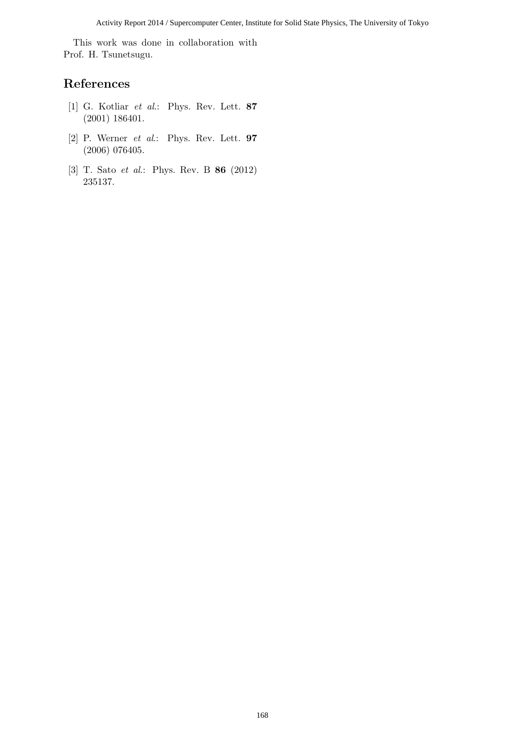This work was done in collaboration with Prof. H. Tsunetsugu.

## References

[1] G. Kotliar *et al.*: Phys. Rev. Lett. **87** (2001) 186401.

[2] P. Werner *et al.*: Phys. Rev. Lett. **97** (2006) 076405.

[3] T. Sato *et al.*: Phys. Rev. B **86** (2012) 235137.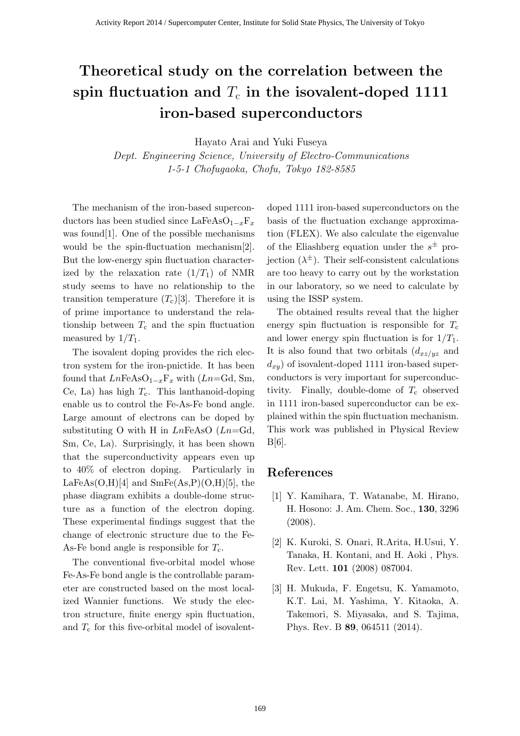# Theoretical study on the correlation between the spin fluctuation and $T_c$ in the isovalent-doped 1111 iron-based superconductors

Hayato Arai and Yuki Fuseya

*Dept. Engineering Science, University of Electro-Communications*
*1-5-1 Chofugaoka, Chofu, Tokyo 182-8585*

The mechanism of the iron-based superconductors has been studied since $LaFeAsO_{1-x}F_x$ was found[1]. One of the possible mechanisms would be the spin-fluctuation mechanism[2]. But the low-energy spin fluctuation characterized by the relaxation rate $(1/T_1)$ of NMR study seems to have no relationship to the transition temperature $(T_c)$[3]. Therefore it is of prime importance to understand the relationship between $T_c$ and the spin fluctuation measured by $1/T_1$.

The isovalent doping provides the rich electron system for the iron-pnictide. It has been found that $Ln$FeAsO$_{1-x}$F$_x$ with ($Ln$=Gd, Sm, Ce, La) has high $T_c$. This lanthanoid-doping enable us to control the Fe-As-Fe bond angle. Large amount of electrons can be doped by substituting O with H in $Ln$FeAsO ($Ln$=Gd, Sm, Ce, La). Surprisingly, it has been shown that the superconductivity appears even up to 40% of electron doping. Particularly in LaFeAs(O,H)[4] and SmFe(As,P)(O,H)[5], the phase diagram exhibits a double-dome structure as a function of the electron doping. These experimental findings suggest that the change of electronic structure due to the Fe-As-Fe bond angle is responsible for $T_c$.

The conventional five-orbital model whose Fe-As-Fe bond angle is the controllable parameter are constructed based on the most localized Wannier functions. We study the electron structure, finite energy spin fluctuation, and $T_c$ for this five-orbital model of isovalent-doped 1111 iron-based superconductors on the basis of the fluctuation exchange approximation (FLEX). We also calculate the eigenvalue of the Eliashberg equation under the $s^{\pm}$ projection ($\lambda^{\pm}$). Their self-consistent calculations are too heavy to carry out by the workstation in our laboratory, so we need to calculate by using the ISSP system.

The obtained results reveal that the higher energy spin fluctuation is responsible for $T_c$ and lower energy spin fluctuation is for $1/T_1$. It is also found that two orbitals ($d_{xz/yz}$ and $d_{xy}$) of isovalent-doped 1111 iron-based superconductors is very important for superconductivity. Finally, double-dome of $T_c$ observed in 1111 iron-based superconductor can be explained within the spin fluctuation mechanism. This work was published in Physical Review B[6].

## References

[1] Y. Kamihara, T. Watanabe, M. Hirano, H. Hosono: J. Am. Chem. Soc., **130**, 3296 (2008).

[2] K. Kuroki, S. Onari, R.Arita, H.Usui, Y. Tanaka, H. Kontani, and H. Aoki , Phys. Rev. Lett. **101** (2008) 087004.

[3] H. Mukuda, F. Engetsu, K. Yamamoto, K.T. Lai, M. Yashima, Y. Kitaoka, A. Takemori, S. Miyasaka, and S. Tajima, Phys. Rev. B **89**, 064511 (2014).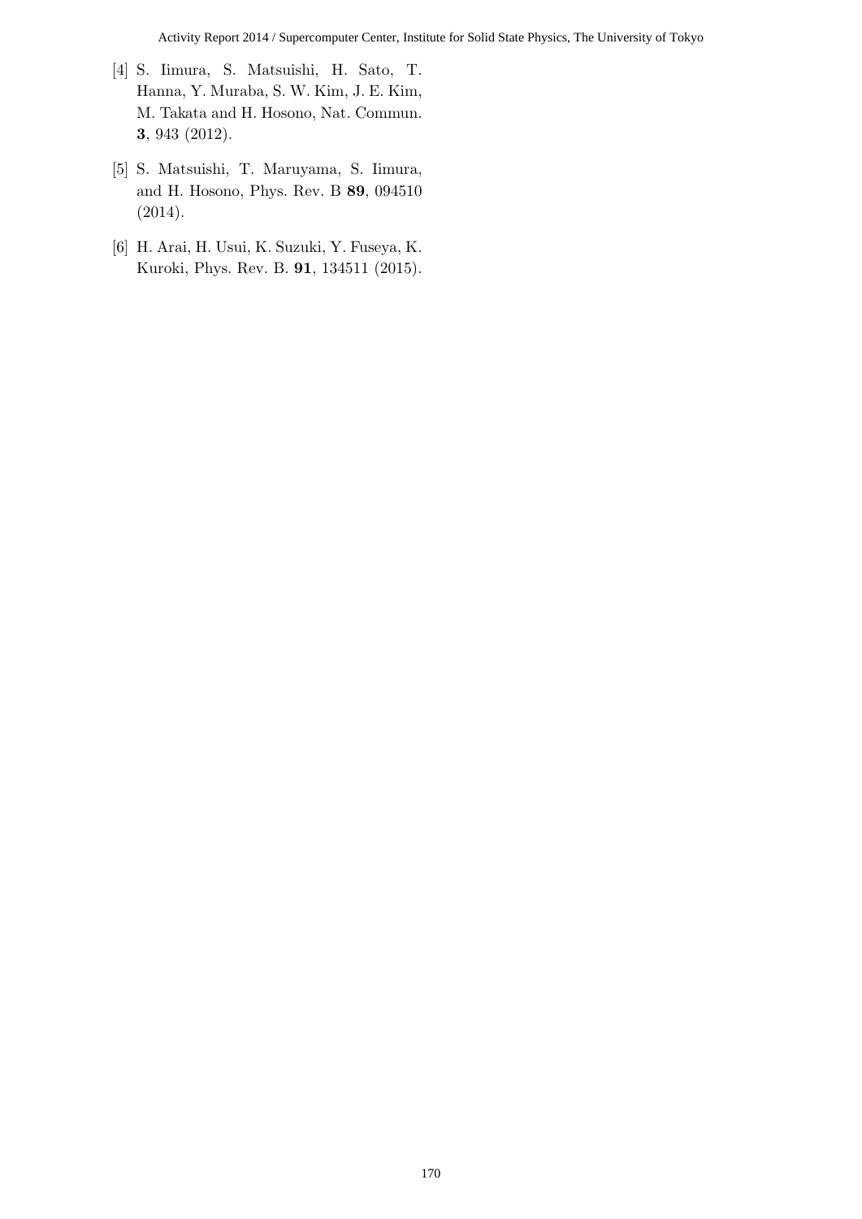[4] S. Iimura, S. Matsuishi, H. Sato, T. Hanna, Y. Muraba, S. W. Kim, J. E. Kim, M. Takata and H. Hosono, Nat. Commun. **3**, 943 (2012).

[5] S. Matsuishi, T. Maruyama, S. Iimura, and H. Hosono, Phys. Rev. B **89**, 094510 (2014).

[6] H. Arai, H. Usui, K. Suzuki, Y. Fuseya, K. Kuroki, Phys. Rev. B. **91**, 134511 (2015).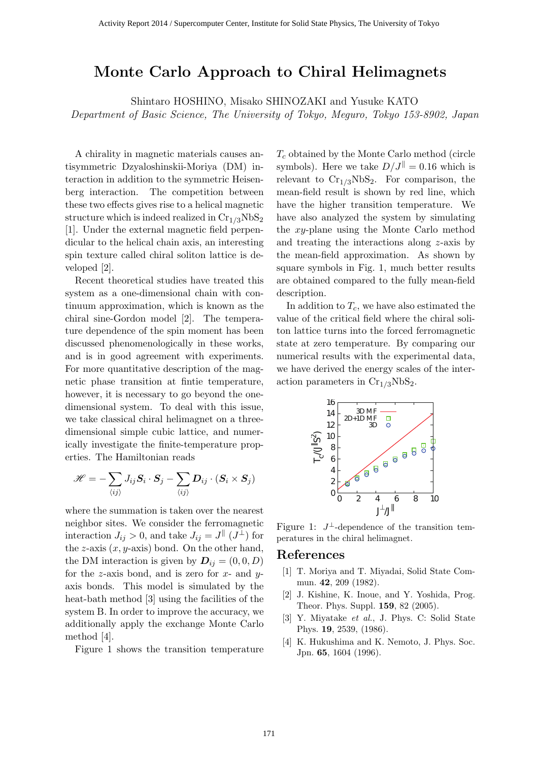# Monte Carlo Approach to Chiral Helimagnets

Shintaro HOSHINO, Misako SHINOZAKI and Yusuke KATO

*Department of Basic Science, The University of Tokyo, Meguro, Tokyo 153-8902, Japan*

A chirality in magnetic materials causes antisymmetric Dzyaloshinskii-Moriya (DM) interaction in addition to the symmetric Heisenberg interaction. The competition between these two effects gives rise to a helical magnetic structure which is indeed realized in $Cr_{1/3}NbS_2$ [1]. Under the external magnetic field perpendicular to the helical chain axis, an interesting spin texture called chiral soliton lattice is developed [2].

Recent theoretical studies have treated this system as a one-dimensional chain with continuum approximation, which is known as the chiral sine-Gordon model [2]. The temperature dependence of the spin moment has been discussed phenomenologically in these works, and is in good agreement with experiments. For more quantitative description of the magnetic phase transition at fintie temperature, however, it is necessary to go beyond the one-dimensional system. To deal with this issue, we take classical chiral helimagnet on a three-dimensional simple cubic lattice, and numerically investigate the finite-temperature properties. The Hamiltonian reads

$$\mathscr{H} = -\sum_{\langle ij \rangle} J_{ij} \boldsymbol{S}_i \cdot \boldsymbol{S}_j - \sum_{\langle ij \rangle} \boldsymbol{D}_{ij} \cdot (\boldsymbol{S}_i \times \boldsymbol{S}_j)$$

where the summation is taken over the nearest neighbor sites. We consider the ferromagnetic interaction $J_{ij} > 0$, and take $J_{ij} = J^{\parallel}$ ($J^{\perp}$) for the $z$-axis ($x, y$-axis) bond. On the other hand, the DM interaction is given by $\boldsymbol{D}_{ij} = (0, 0, D)$ for the $z$-axis bond, and is zero for $x$- and $y$-axis bonds. This model is simulated by the heat-bath method [3] using the facilities of the system B. In order to improve the accuracy, we additionally apply the exchange Monte Carlo method [4].

Figure 1 shows the transition temperature $T_c$ obtained by the Monte Carlo method (circle symbols). Here we take $D/J^{\parallel} = 0.16$ which is relevant to $Cr_{1/3}NbS_2$. For comparison, the mean-field result is shown by red line, which have the higher transition temperature. We have also analyzed the system by simulating the $xy$-plane using the Monte Carlo method and treating the interactions along $z$-axis by the mean-field approximation. As shown by square symbols in Fig. 1, much better results are obtained compared to the fully mean-field description.

In addition to $T_c$, we have also estimated the value of the critical field where the chiral soliton lattice turns into the forced ferromagnetic state at zero temperature. By comparing our numerical results with the experimental data, we have derived the energy scales of the interaction parameters in $Cr_{1/3}NbS_2$.

Figure 1: $J^{\perp}$-dependence of the transition temperatures in the chiral helimagnet.

## References

[1] T. Moriya and T. Miyadai, Solid State Commun. **42**, 209 (1982).

[2] J. Kishine, K. Inoue, and Y. Yoshida, Prog. Theor. Phys. Suppl. **159**, 82 (2005).

[3] Y. Miyatake *et al.*, J. Phys. C: Solid State Phys. **19**, 2539, (1986).

[4] K. Hukushima and K. Nemoto, J. Phys. Soc. Jpn. **65**, 1604 (1996).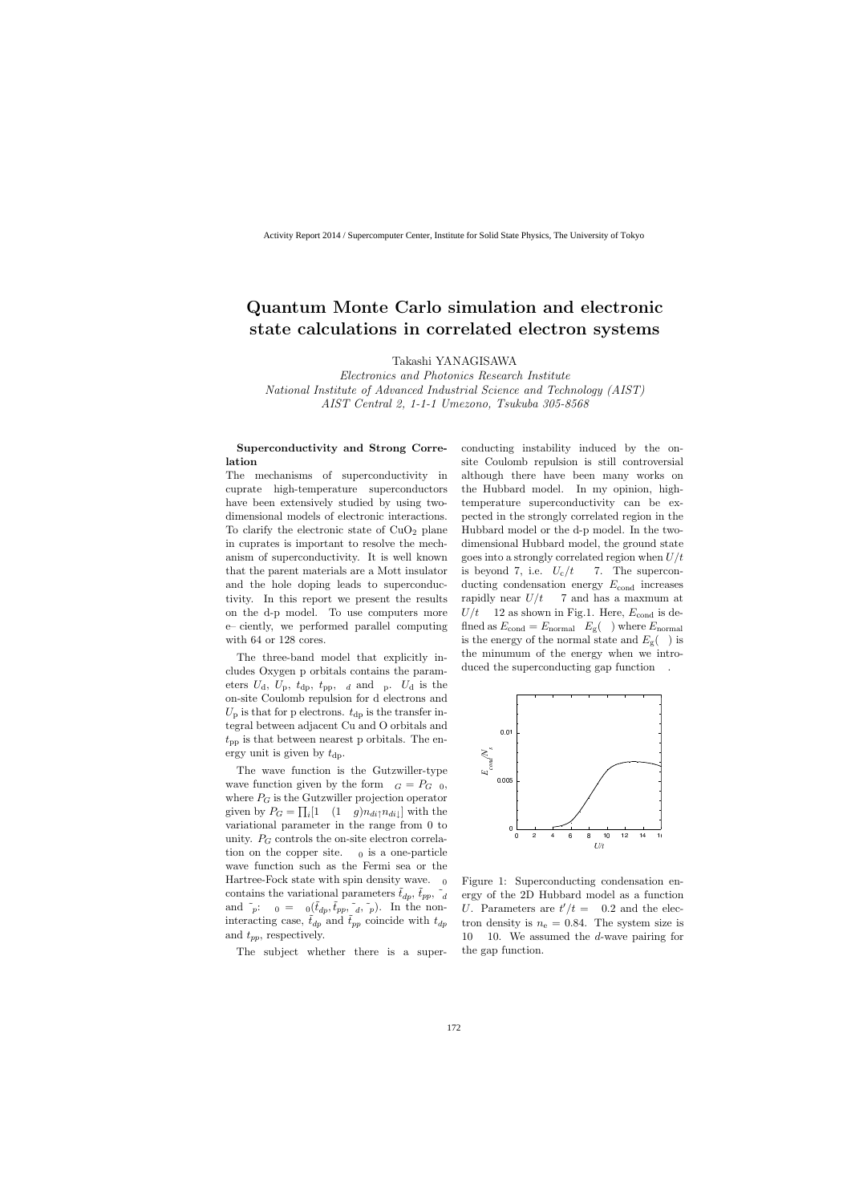# Quantum Monte Carlo simulation and electronic state calculations in correlated electron systems

Takashi YANAGISAWA

*Electronics and Photonics Research Institute*
*National Institute of Advanced Industrial Science and Technology (AIST)*
*AIST Central 2, 1-1-1 Umezono, Tsukuba 305-8568*

### Superconductivity and Strong Correlation

The mechanisms of superconductivity in cuprate high-temperature superconductors have been extensively studied by using two-dimensional models of electronic interactions. To clarify the electronic state of $CuO_2$ plane in cuprates is important to resolve the mechanism of superconductivity. It is well known that the parent materials are a Mott insulator and the hole doping leads to superconductivity. In this report we present the results on the d-p model. To use computers more e– ciently, we performed parallel computing with 64 or 128 cores.

The three-band model that explicitly includes Oxygen p orbitals contains the parameters $U_d$, $U_p$, $t_{dp}$, $t_{pp}$, $\epsilon_d$ and $\epsilon_p$. $U_d$ is the on-site Coulomb repulsion for d electrons and $U_p$ is that for p electrons. $t_{dp}$ is the transfer integral between adjacent Cu and O orbitals and $t_{pp}$ is that between nearest p orbitals. The energy unit is given by $t_{dp}$.

The wave function is the Gutzwiller-type wave function given by the form $\psi_G = P_G \psi_0$, where $P_G$ is the Gutzwiller projection operator given by $P_G = \prod_i [1 - (1 - g) n_{di\uparrow} n_{di\downarrow}]$ with the variational parameter in the range from 0 to unity. $P_G$ controls the on-site electron correlation on the copper site. $\psi_0$ is a one-particle wave function such as the Fermi sea or the Hartree-Fock state with spin density wave. $\psi_0$ contains the variational parameters $\tilde{t}_{dp}$, $\tilde{t}_{pp}$, $\tilde{\epsilon}_d$ and $\tilde{\epsilon}_p$: $\psi_0 = \psi_0(\tilde{t}_{dp}, \tilde{t}_{pp}, \tilde{\epsilon}_d, \tilde{\epsilon}_p)$. In the noninteracting case, $\tilde{t}_{dp}$ and $\tilde{t}_{pp}$ coincide with $t_{dp}$ and $t_{pp}$, respectively.

The subject whether there is a superconducting instability induced by the onsite Coulomb repulsion is still controversial although there have been many works on the Hubbard model. In my opinion, high-temperature superconductivity can be expected in the strongly correlated region in the Hubbard model or the d-p model. In the two-dimensional Hubbard model, the ground state goes into a strongly correlated region when $U/t$ is beyond 7, i.e. $U_c/t \simeq 7$. The superconducting condensation energy $E_{\rm cond}$ increases rapidly near $U/t \simeq 7$ and has a maxmum at $U/t \simeq 12$ as shown in Fig.1. Here, $E_{\rm cond}$ is defined as $E_{\rm cond} = E_{\rm normal} - E_g(\Delta)$ where $E_{\rm normal}$ is the energy of the normal state and $E_g(\Delta)$ is the minumum of the energy when we introduced the superconducting gap function $\Delta$.

Figure 1: Superconducting condensation energy of the 2D Hubbard model as a function $U$. Parameters are $t'/t = -0.2$ and the electron density is $n_e = 0.84$. The system size is $10 \times 10$. We assumed the $d$-wave pairing for the gap function.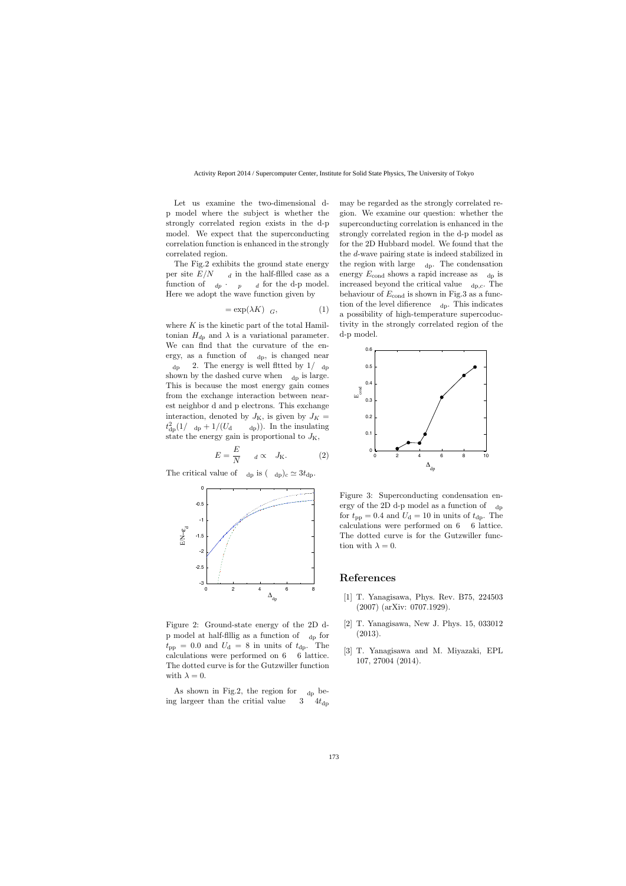Let us examine the two-dimensional d-p model where the subject is whether the strongly correlated region exists in the d-p model. We expect that the superconducting correlation function is enhanced in the strongly correlated region.

The Fig.2 exhibits the ground state energy per site $E/N \quad _d$ in the half-fllled case as a function of $\quad _{dp} \cdot \quad _p \quad _d$ for the d-p model. Here we adopt the wave function given by

$$= \exp(\lambda K) \quad _G, \tag{1}$$

where $K$ is the kinetic part of the total Hamiltonian $H_{dp}$ and $\lambda$ is a variational parameter. We can flnd that the curvature of the energy, as a function of $\quad _{\mathrm{dp}}$, is changed near $\quad _{\mathrm{dp}} \quad 2$. The energy is well fltted by $1/ \quad _{\mathrm{dp}}$ shown by the dashed curve when $\quad _{\mathrm{dp}}$ is large. This is because the most energy gain comes from the exchange interaction between nearest neighbor d and p electrons. This exchange interaction, denoted by $J_{\mathrm{K}}$, is given by $J_K = t_{\mathrm{dp}}^2(1/ \quad _{\mathrm{dp}} + 1/(U_{\mathrm{d}} \quad _{\mathrm{dp}}))$. In the insulating state the energy gain is proportional to $J_{\mathrm{K}}$,

$$E = \frac{E}{N} \quad _d \propto \quad J_{\mathrm{K}}. \tag{2}$$

The critical value of $\quad _{\mathrm{dp}}$ is $( \quad _{\mathrm{dp}})_c \simeq 3t_{\mathrm{dp}}$.

Figure 2: Ground-state energy of the 2D d-p model at half-flllig as a function of $\quad _{\mathrm{dp}}$ for $t_{\mathrm{pp}} = 0.0$ and $U_{\mathrm{d}} = 8$ in units of $t_{\mathrm{dp}}$. The calculations were performed on $6 \quad 6$ lattice. The dotted curve is for the Gutzwiller function with $\lambda = 0$.

As shown in Fig.2, the region for $\quad _{\mathrm{dp}}$ being largeer than the critial value $3 \quad 4t_{\mathrm{dp}}$ may be regarded as the strongly correlated region. We examine our question: whether the superconducting correlation is enhanced in the strongly correlated region in the d-p model as for the 2D Hubbard model. We found that the the $d$-wave pairing state is indeed stabilized in the region with large $\quad _{\mathrm{dp}}$. The condensation energy $E_{\mathrm{cond}}$ shows a rapid increase as $\quad _{\mathrm{dp}}$ is increased beyond the critical value $\quad _{\mathrm{dp},c}$. The behaviour of $E_{\mathrm{cond}}$ is shown in Fig.3 as a function of the level difierence $\quad _{\mathrm{dp}}$. This indicates a possibility of high-temperature supercoductivity in the strongly correlated region of the d-p model.

Figure 3: Superconducting condensation energy of the 2D d-p model as a function of $\quad _{\mathrm{dp}}$ for $t_{\mathrm{pp}} = 0.4$ and $U_{\mathrm{d}} = 10$ in units of $t_{\mathrm{dp}}$. The calculations were performed on $6 \quad 6$ lattice. The dotted curve is for the Gutzwiller function with $\lambda = 0$.

## References

[1] T. Yanagisawa, Phys. Rev. B75, 224503 (2007) (arXiv: 0707.1929).

[2] T. Yanagisawa, New J. Phys. 15, 033012 (2013).

[3] T. Yanagisawa and M. Miyazaki, EPL 107, 27004 (2014).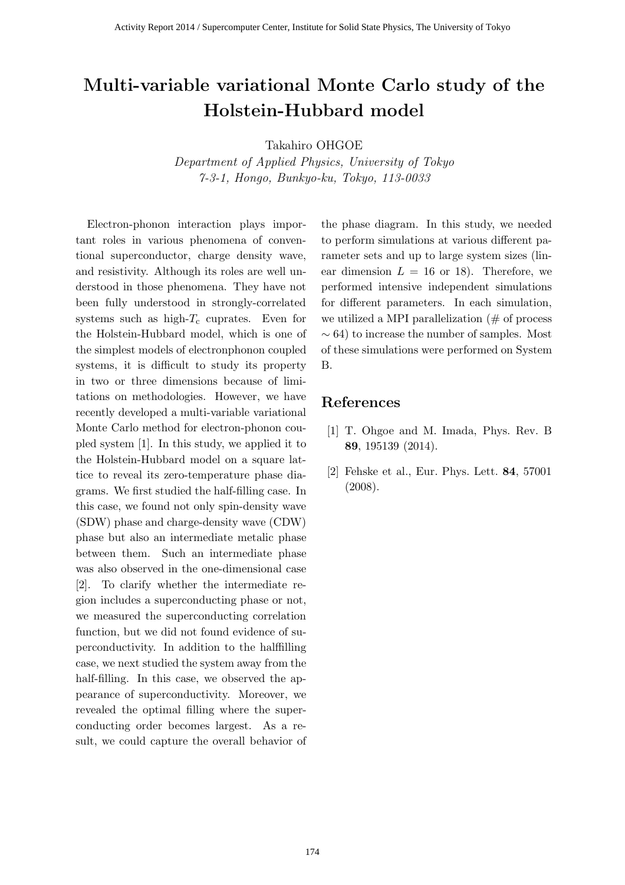# Multi-variable variational Monte Carlo study of the Holstein-Hubbard model

Takahiro OHGOE

*Department of Applied Physics, University of Tokyo*
*7-3-1, Hongo, Bunkyo-ku, Tokyo, 113-0033*

Electron-phonon interaction plays important roles in various phenomena of conventional superconductor, charge density wave, and resistivity. Although its roles are well understood in those phenomena. They have not been fully understood in strongly-correlated systems such as high-$T_c$ cuprates. Even for the Holstein-Hubbard model, which is one of the simplest models of electronphonon coupled systems, it is difficult to study its property in two or three dimensions because of limitations on methodologies. However, we have recently developed a multi-variable variational Monte Carlo method for electron-phonon coupled system [1]. In this study, we applied it to the Holstein-Hubbard model on a square lattice to reveal its zero-temperature phase diagrams. We first studied the half-filling case. In this case, we found not only spin-density wave (SDW) phase and charge-density wave (CDW) phase but also an intermediate metalic phase between them. Such an intermediate phase was also observed in the one-dimensional case [2]. To clarify whether the intermediate region includes a superconducting phase or not, we measured the superconducting correlation function, but we did not found evidence of superconductivity. In addition to the halffilling case, we next studied the system away from the half-filling. In this case, we observed the appearance of superconductivity. Moreover, we revealed the optimal filling where the superconducting order becomes largest. As a result, we could capture the overall behavior of the phase diagram. In this study, we needed to perform simulations at various different parameter sets and up to large system sizes (linear dimension $L = 16$ or 18). Therefore, we performed intensive independent simulations for different parameters. In each simulation, we utilized a MPI parallelization (# of process $\sim 64$) to increase the number of samples. Most of these simulations were performed on System B.

## References

[1] T. Ohgoe and M. Imada, Phys. Rev. B **89**, 195139 (2014).

[2] Fehske et al., Eur. Phys. Lett. **84**, 57001 (2008).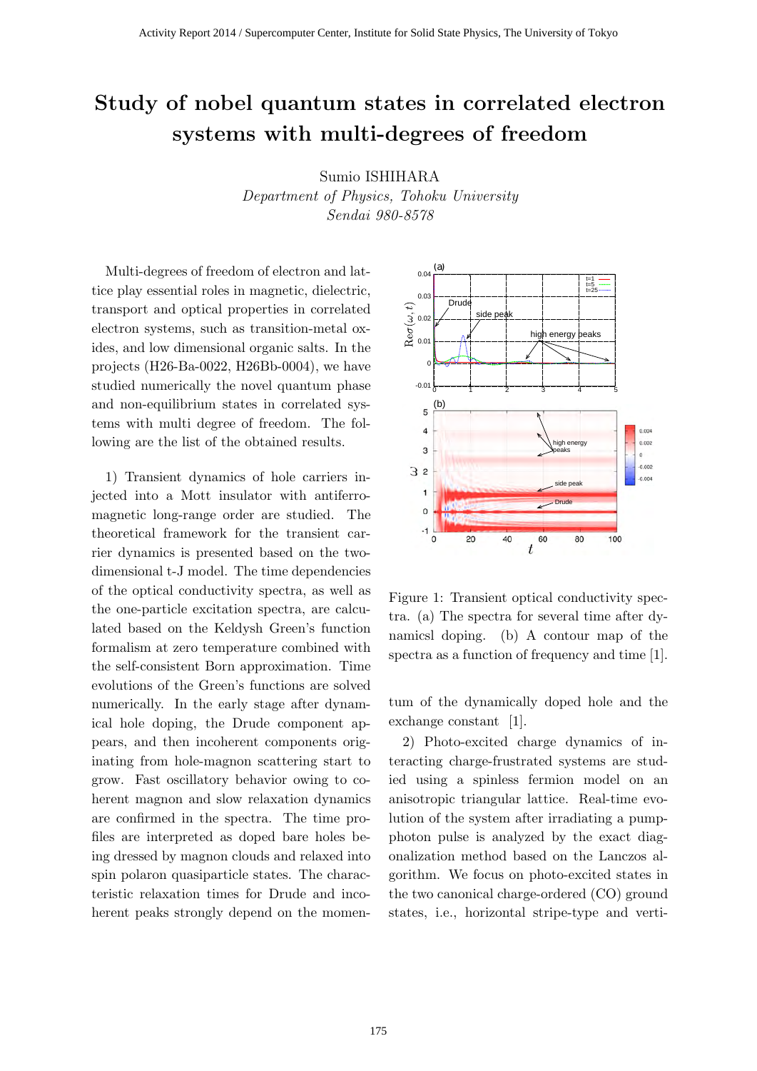# Study of nobel quantum states in correlated electron systems with multi-degrees of freedom

Sumio ISHIHARA

*Department of Physics, Tohoku University*
*Sendai 980-8578*

Multi-degrees of freedom of electron and lattice play essential roles in magnetic, dielectric, transport and optical properties in correlated electron systems, such as transition-metal oxides, and low dimensional organic salts. In the projects (H26-Ba-0022, H26Bb-0004), we have studied numerically the novel quantum phase and non-equilibrium states in correlated systems with multi degree of freedom. The following are the list of the obtained results.

1) Transient dynamics of hole carriers injected into a Mott insulator with antiferromagnetic long-range order are studied. The theoretical framework for the transient carrier dynamics is presented based on the two-dimensional t-J model. The time dependencies of the optical conductivity spectra, as well as the one-particle excitation spectra, are calculated based on the Keldysh Green's function formalism at zero temperature combined with the self-consistent Born approximation. Time evolutions of the Green's functions are solved numerically. In the early stage after dynamical hole doping, the Drude component appears, and then incoherent components originating from hole-magnon scattering start to grow. Fast oscillatory behavior owing to coherent magnon and slow relaxation dynamics are confirmed in the spectra. The time profiles are interpreted as doped bare holes being dressed by magnon clouds and relaxed into spin polaron quasiparticle states. The characteristic relaxation times for Drude and incoherent peaks strongly depend on the momentum of the dynamically doped hole and the exchange constant [1].

Figure 1: Transient optical conductivity spectra. (a) The spectra for several time after dynamicsl doping. (b) A contour map of the spectra as a function of frequency and time [1].

2) Photo-excited charge dynamics of interacting charge-frustrated systems are studied using a spinless fermion model on an anisotropic triangular lattice. Real-time evolution of the system after irradiating a pump-photon pulse is analyzed by the exact diagonalization method based on the Lanczos algorithm. We focus on photo-excited states in the two canonical charge-ordered (CO) ground states, i.e., horizontal stripe-type and verti-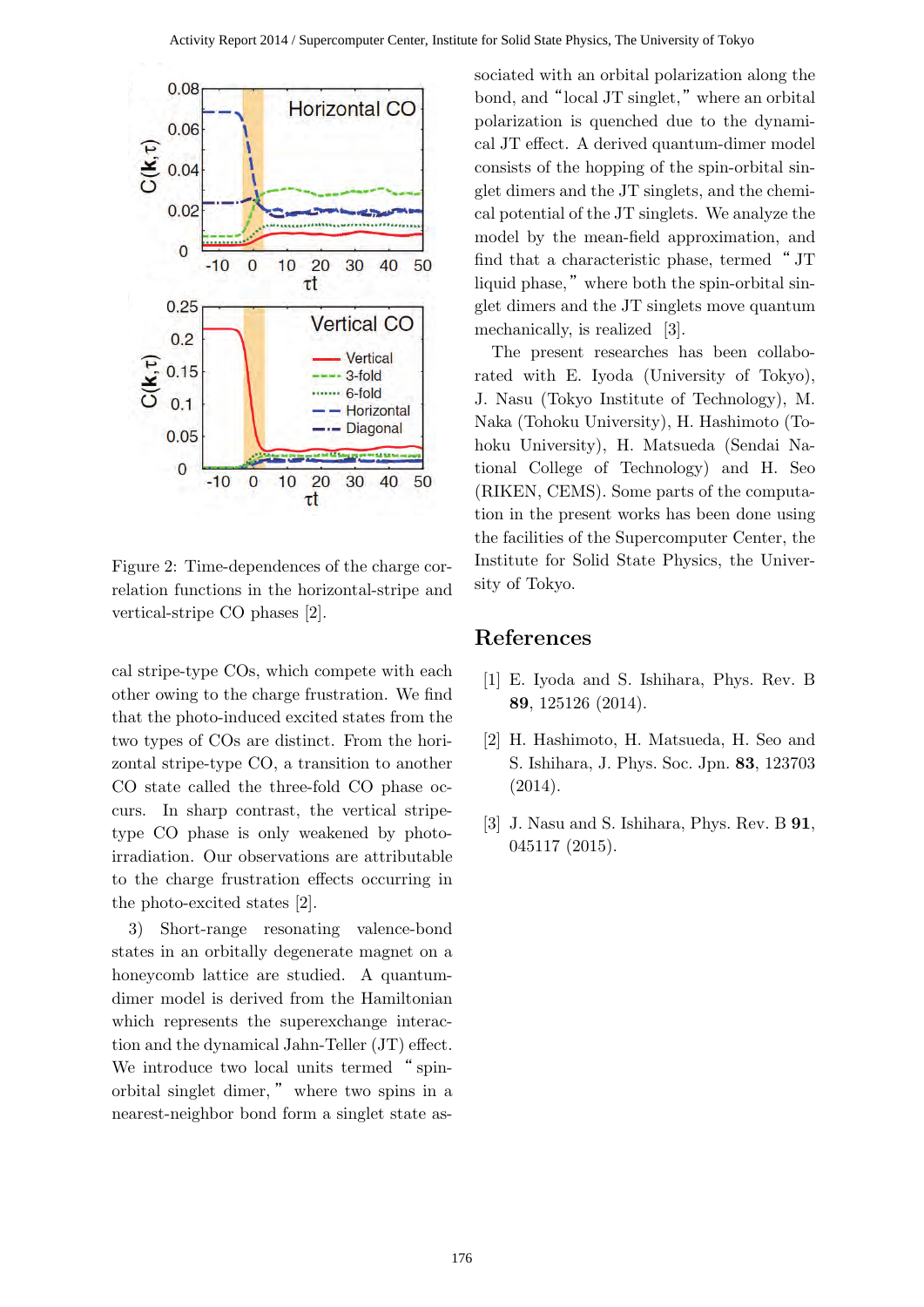Figure 2: Time-dependences of the charge correlation functions in the horizontal-stripe and vertical-stripe CO phases [2].

cal stripe-type COs, which compete with each other owing to the charge frustration. We find that the photo-induced excited states from the two types of COs are distinct. From the horizontal stripe-type CO, a transition to another CO state called the three-fold CO phase occurs. In sharp contrast, the vertical stripe-type CO phase is only weakened by photo-irradiation. Our observations are attributable to the charge frustration effects occurring in the photo-excited states [2].

3) Short-range resonating valence-bond states in an orbitally degenerate magnet on a honeycomb lattice are studied. A quantum-dimer model is derived from the Hamiltonian which represents the superexchange interaction and the dynamical Jahn-Teller (JT) effect. We introduce two local units termed "spin-orbital singlet dimer," where two spins in a nearest-neighbor bond form a singlet state associated with an orbital polarization along the bond, and "local JT singlet," where an orbital polarization is quenched due to the dynamical JT effect. A derived quantum-dimer model consists of the hopping of the spin-orbital singlet dimers and the JT singlets, and the chemical potential of the JT singlets. We analyze the model by the mean-field approximation, and find that a characteristic phase, termed "JT liquid phase," where both the spin-orbital singlet dimers and the JT singlets move quantum mechanically, is realized [3].

The present researches has been collaborated with E. Iyoda (University of Tokyo), J. Nasu (Tokyo Institute of Technology), M. Naka (Tohoku University), H. Hashimoto (Tohoku University), H. Matsueda (Sendai National College of Technology) and H. Seo (RIKEN, CEMS). Some parts of the computation in the present works has been done using the facilities of the Supercomputer Center, the Institute for Solid State Physics, the University of Tokyo.

## References

[1] E. Iyoda and S. Ishihara, Phys. Rev. B **89**, 125126 (2014).

[2] H. Hashimoto, H. Matsueda, H. Seo and S. Ishihara, J. Phys. Soc. Jpn. **83**, 123703 (2014).

[3] J. Nasu and S. Ishihara, Phys. Rev. B **91**, 045117 (2015).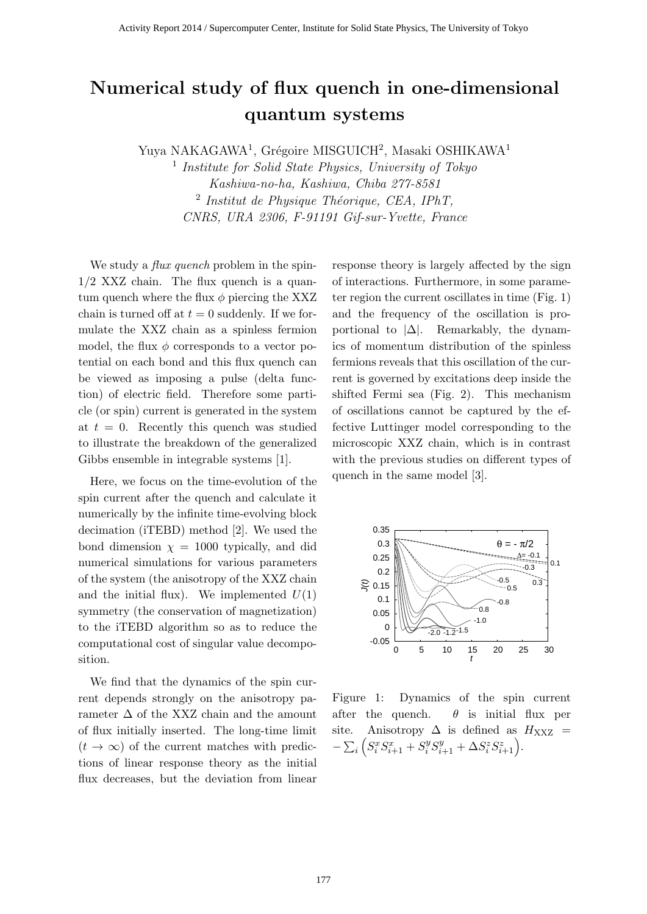# Numerical study of flux quench in one-dimensional quantum systems

Yuya NAKAGAWA[1], Grégoire MISGUICH[2], Masaki OSHIKAWA[1]

[1] *Institute for Solid State Physics, University of Tokyo Kashiwa-no-ha, Kashiwa, Chiba 277-8581*

[2] *Institut de Physique Théorique, CEA, IPhT, CNRS, URA 2306, F-91191 Gif-sur-Yvette, France*

We study a *flux quench* problem in the spin-1/2 XXZ chain. The flux quench is a quantum quench where the flux $\phi$ piercing the XXZ chain is turned off at $t = 0$ suddenly. If we formulate the XXZ chain as a spinless fermion model, the flux $\phi$ corresponds to a vector potential on each bond and this flux quench can be viewed as imposing a pulse (delta function) of electric field. Therefore some particle (or spin) current is generated in the system at $t = 0$. Recently this quench was studied to illustrate the breakdown of the generalized Gibbs ensemble in integrable systems [1].

Here, we focus on the time-evolution of the spin current after the quench and calculate it numerically by the infinite time-evolving block decimation (iTEBD) method [2]. We used the bond dimension $\chi = 1000$ typically, and did numerical simulations for various parameters of the system (the anisotropy of the XXZ chain and the initial flux). We implemented $U(1)$ symmetry (the conservation of magnetization) to the iTEBD algorithm so as to reduce the computational cost of singular value decomposition.

We find that the dynamics of the spin current depends strongly on the anisotropy parameter $\Delta$ of the XXZ chain and the amount of flux initially inserted. The long-time limit ($t \to \infty$) of the current matches with predictions of linear response theory as the initial flux decreases, but the deviation from linear response theory is largely affected by the sign of interactions. Furthermore, in some parameter region the current oscillates in time (Fig. 1) and the frequency of the oscillation is proportional to $|\Delta|$. Remarkably, the dynamics of momentum distribution of the spinless fermions reveals that this oscillation of the current is governed by excitations deep inside the shifted Fermi sea (Fig. 2). This mechanism of oscillations cannot be captured by the effective Luttinger model corresponding to the microscopic XXZ chain, which is in contrast with the previous studies on different types of quench in the same model [3].

Figure 1: Dynamics of the spin current after the quench. $\theta$ is initial flux per site. Anisotropy $\Delta$ is defined as $H_{\mathrm{XXZ}} = -\sum_i \left( S_i^x S_{i+1}^x + S_i^y S_{i+1}^y + \Delta S_i^z S_{i+1}^z \right)$.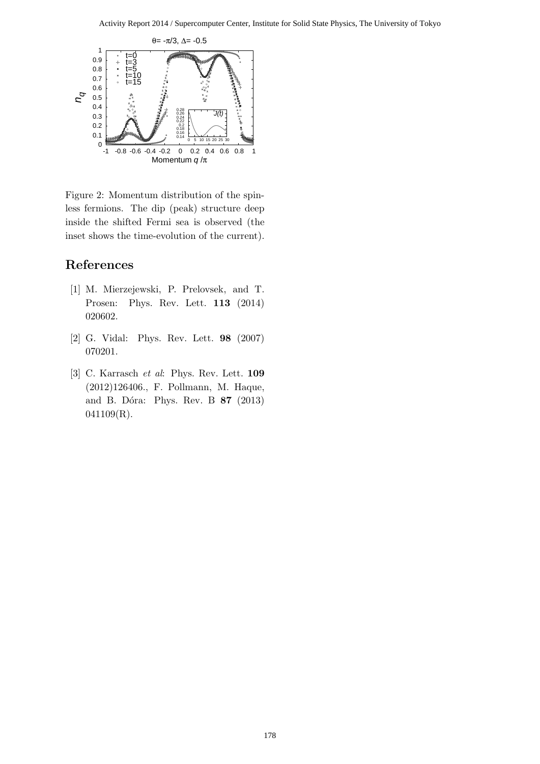Figure 2: Momentum distribution of the spinless fermions. The dip (peak) structure deep inside the shifted Fermi sea is observed (the inset shows the time-evolution of the current).

## References

[1] M. Mierzejewski, P. Prelovsek, and T. Prosen: Phys. Rev. Lett. **113** (2014) 020602.

[2] G. Vidal: Phys. Rev. Lett. **98** (2007) 070201.

[3] C. Karrasch *et al*: Phys. Rev. Lett. **109** (2012)126406., F. Pollmann, M. Haque, and B. Dóra: Phys. Rev. B **87** (2013) 041109(R).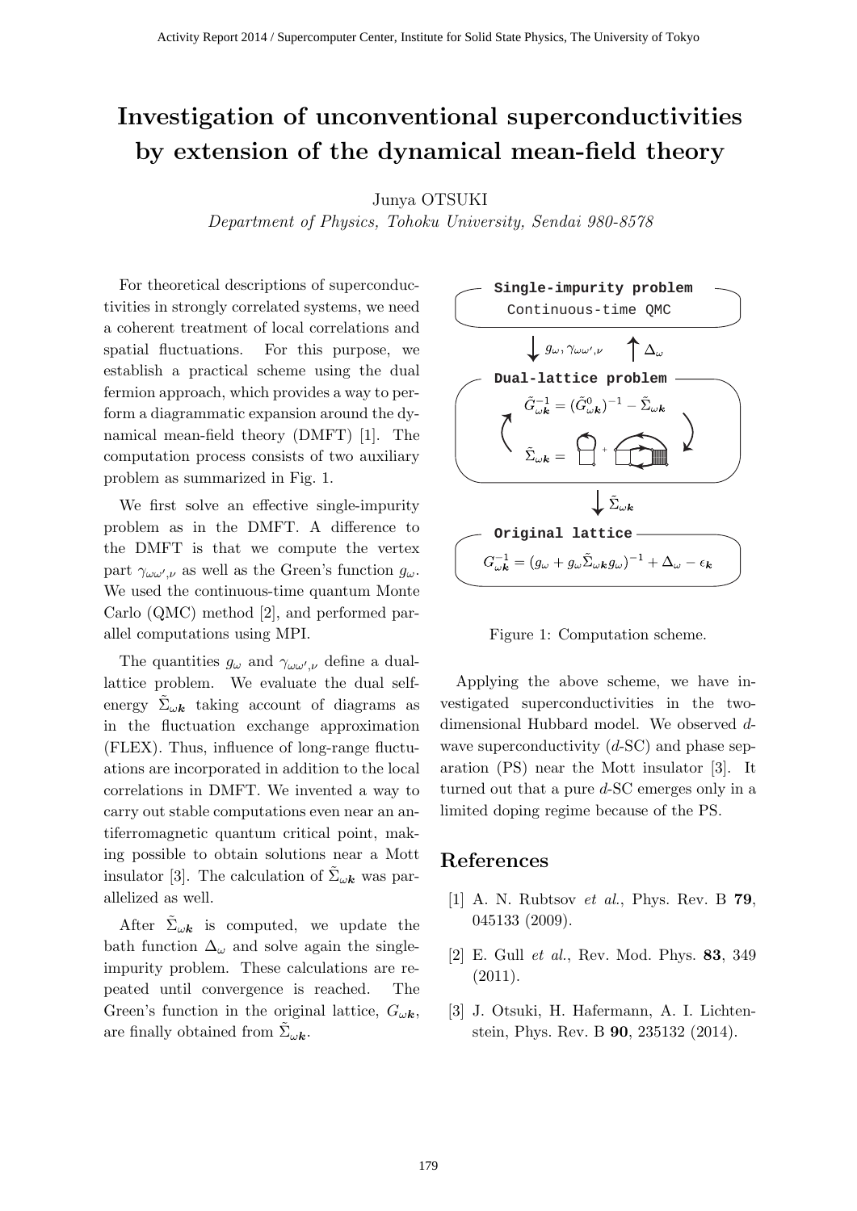# Investigation of unconventional superconductivities by extension of the dynamical mean-field theory

Junya OTSUKI

*Department of Physics, Tohoku University, Sendai 980-8578*

For theoretical descriptions of superconductivities in strongly correlated systems, we need a coherent treatment of local correlations and spatial fluctuations. For this purpose, we establish a practical scheme using the dual fermion approach, which provides a way to perform a diagrammatic expansion around the dynamical mean-field theory (DMFT) [1]. The computation process consists of two auxiliary problem as summarized in Fig. 1.

We first solve an effective single-impurity problem as in the DMFT. A difference to the DMFT is that we compute the vertex part $\gamma_{\omega\omega',\nu}$ as well as the Green's function $g_\omega$. We used the continuous-time quantum Monte Carlo (QMC) method [2], and performed parallel computations using MPI.

The quantities $g_\omega$ and $\gamma_{\omega\omega',\nu}$ define a dual-lattice problem. We evaluate the dual self-energy $\tilde{\Sigma}_{\omega\boldsymbol{k}}$ taking account of diagrams as in the fluctuation exchange approximation (FLEX). Thus, influence of long-range fluctuations are incorporated in addition to the local correlations in DMFT. We invented a way to carry out stable computations even near an antiferromagnetic quantum critical point, making possible to obtain solutions near a Mott insulator [3]. The calculation of $\tilde{\Sigma}_{\omega\boldsymbol{k}}$ was parallelized as well.

After $\tilde{\Sigma}_{\omega\boldsymbol{k}}$ is computed, we update the bath function $\Delta_\omega$ and solve again the single-impurity problem. These calculations are repeated until convergence is reached. The Green's function in the original lattice, $G_{\omega\boldsymbol{k}}$, are finally obtained from $\tilde{\Sigma}_{\omega\boldsymbol{k}}$.

**Single-impurity problem**
Continuous-time QMC

↓ $g_\omega, \gamma_{\omega\omega',\nu}$ ↑ $\Delta_\omega$

**Dual-lattice problem**

$$\tilde{G}^{-1}_{\omega\boldsymbol{k}} = (\tilde{G}^0_{\omega\boldsymbol{k}})^{-1} - \tilde{\Sigma}_{\omega\boldsymbol{k}}$$

$\tilde{\Sigma}_{\omega\boldsymbol{k}} =$ (diagram) + (diagram)

↓ $\tilde{\Sigma}_{\omega\boldsymbol{k}}$

**Original lattice**

$$G^{-1}_{\omega\boldsymbol{k}} = (g_\omega + g_\omega \tilde{\Sigma}_{\omega\boldsymbol{k}} g_\omega)^{-1} + \Delta_\omega - \epsilon_{\boldsymbol{k}}$$

Figure 1: Computation scheme.

Applying the above scheme, we have investigated superconductivities in the two-dimensional Hubbard model. We observed $d$-wave superconductivity ($d$-SC) and phase separation (PS) near the Mott insulator [3]. It turned out that a pure $d$-SC emerges only in a limited doping regime because of the PS.

## References

[1] A. N. Rubtsov *et al.*, Phys. Rev. B **79**, 045133 (2009).

[2] E. Gull *et al.*, Rev. Mod. Phys. **83**, 349 (2011).

[3] J. Otsuki, H. Hafermann, A. I. Lichtenstein, Phys. Rev. B **90**, 235132 (2014).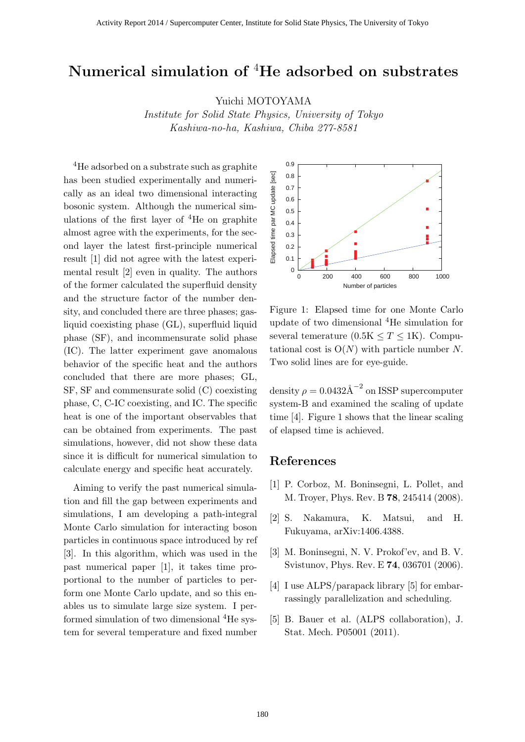# Numerical simulation of $^4$He adsorbed on substrates

Yuichi MOTOYAMA

*Institute for Solid State Physics, University of Tokyo*
*Kashiwa-no-ha, Kashiwa, Chiba 277-8581*

$^4$He adsorbed on a substrate such as graphite has been studied experimentally and numerically as an ideal two dimensional interacting bosonic system. Although the numerical simulations of the first layer of $^4$He on graphite almost agree with the experiments, for the second layer the latest first-principle numerical result [1] did not agree with the latest experimental result [2] even in quality. The authors of the former calculated the superfluid density and the structure factor of the number density, and concluded there are three phases; gas-liquid coexisting phase (GL), superfluid liquid phase (SF), and incommensurate solid phase (IC). The latter experiment gave anomalous behavior of the specific heat and the authors concluded that there are more phases; GL, SF, SF and commensurate solid (C) coexisting phase, C, C-IC coexisting, and IC. The specific heat is one of the important observables that can be obtained from experiments. The past simulations, however, did not show these data since it is difficult for numerical simulation to calculate energy and specific heat accurately.

Aiming to verify the past numerical simulation and fill the gap between experiments and simulations, I am developing a path-integral Monte Carlo simulation for interacting boson particles in continuous space introduced by ref [3]. In this algorithm, which was used in the past numerical paper [1], it takes time proportional to the number of particles to perform one Monte Carlo update, and so this enables us to simulate large size system. I performed simulation of two dimensional $^4$He system for several temperature and fixed number density $\rho = 0.0432\text{Å}^{-2}$ on ISSP supercomputer system-B and examined the scaling of update time [4]. Figure 1 shows that the linear scaling of elapsed time is achieved.

Figure 1: Elapsed time for one Monte Carlo update of two dimensional $^4$He simulation for several temerature ($0.5\text{K} \leq T \leq 1\text{K}$). Computational cost is $O(N)$ with particle number $N$. Two solid lines are for eye-guide.

## References

[1] P. Corboz, M. Boninsegni, L. Pollet, and M. Troyer, Phys. Rev. B **78**, 245414 (2008).

[2] S. Nakamura, K. Matsui, and H. Fukuyama, arXiv:1406.4388.

[3] M. Boninsegni, N. V. Prokof'ev, and B. V. Svistunov, Phys. Rev. E **74**, 036701 (2006).

[4] I use ALPS/parapack library [5] for embarrassingly parallelization and scheduling.

[5] B. Bauer et al. (ALPS collaboration), J. Stat. Mech. P05001 (2011).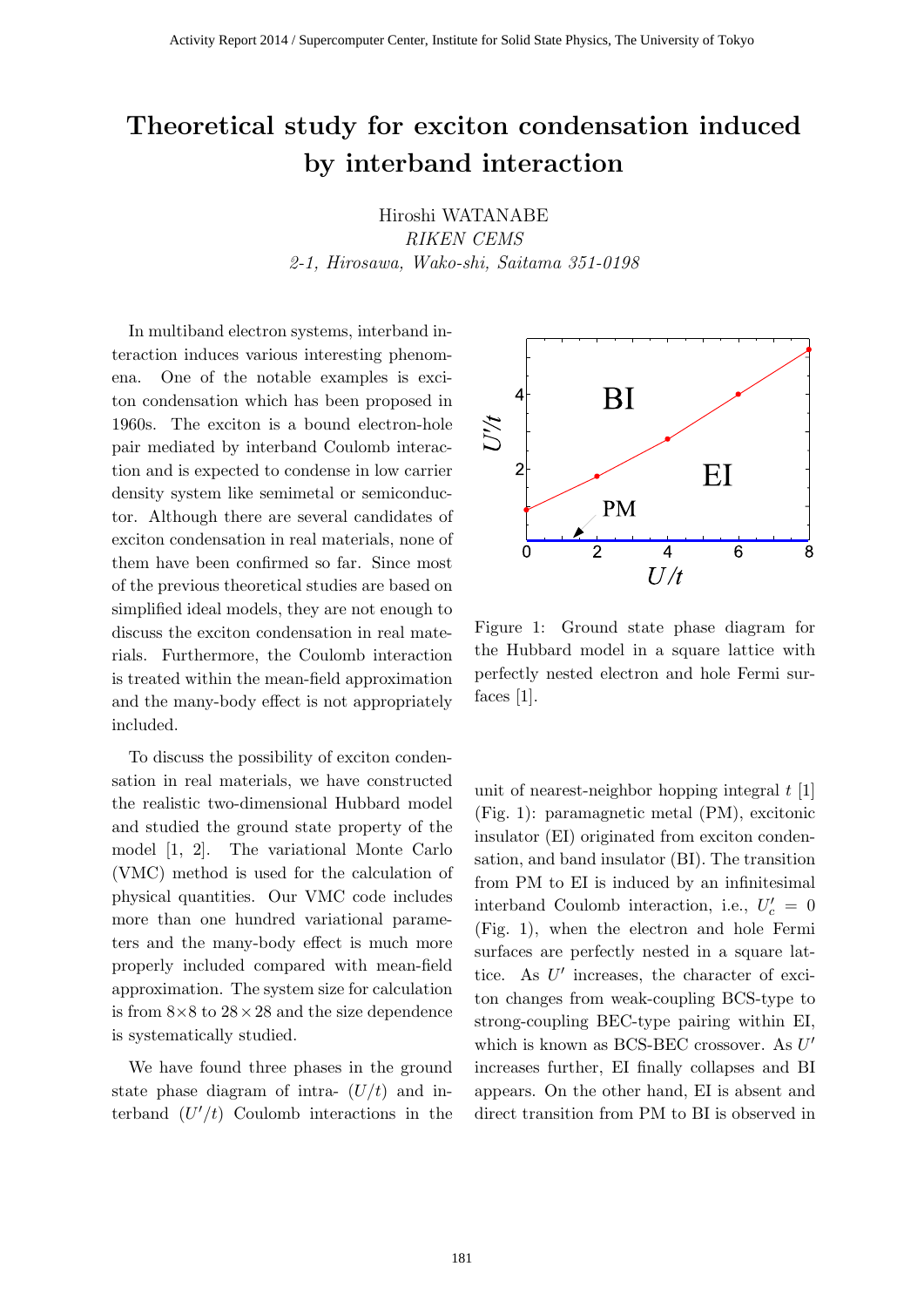# Theoretical study for exciton condensation induced by interband interaction

Hiroshi WATANABE

*RIKEN CEMS*

*2-1, Hirosawa, Wako-shi, Saitama 351-0198*

In multiband electron systems, interband interaction induces various interesting phenomena. One of the notable examples is exciton condensation which has been proposed in 1960s. The exciton is a bound electron-hole pair mediated by interband Coulomb interaction and is expected to condense in low carrier density system like semimetal or semiconductor. Although there are several candidates of exciton condensation in real materials, none of them have been confirmed so far. Since most of the previous theoretical studies are based on simplified ideal models, they are not enough to discuss the exciton condensation in real materials. Furthermore, the Coulomb interaction is treated within the mean-field approximation and the many-body effect is not appropriately included.

To discuss the possibility of exciton condensation in real materials, we have constructed the realistic two-dimensional Hubbard model and studied the ground state property of the model [1, 2]. The variational Monte Carlo (VMC) method is used for the calculation of physical quantities. Our VMC code includes more than one hundred variational parameters and the many-body effect is much more properly included compared with mean-field approximation. The system size for calculation is from $8\times8$ to $28\times28$ and the size dependence is systematically studied.

We have found three phases in the ground state phase diagram of intra- $(U/t)$ and interband $(U'/t)$ Coulomb interactions in the unit of nearest-neighbor hopping integral $t$ [1] (Fig. 1): paramagnetic metal (PM), excitonic insulator (EI) originated from exciton condensation, and band insulator (BI). The transition from PM to EI is induced by an infinitesimal interband Coulomb interaction, i.e., $U'_c = 0$ (Fig. 1), when the electron and hole Fermi surfaces are perfectly nested in a square lattice. As $U'$ increases, the character of exciton changes from weak-coupling BCS-type to strong-coupling BEC-type pairing within EI, which is known as BCS-BEC crossover. As $U'$ increases further, EI finally collapses and BI appears. On the other hand, EI is absent and direct transition from PM to BI is observed in

Figure 1: Ground state phase diagram for the Hubbard model in a square lattice with perfectly nested electron and hole Fermi surfaces [1].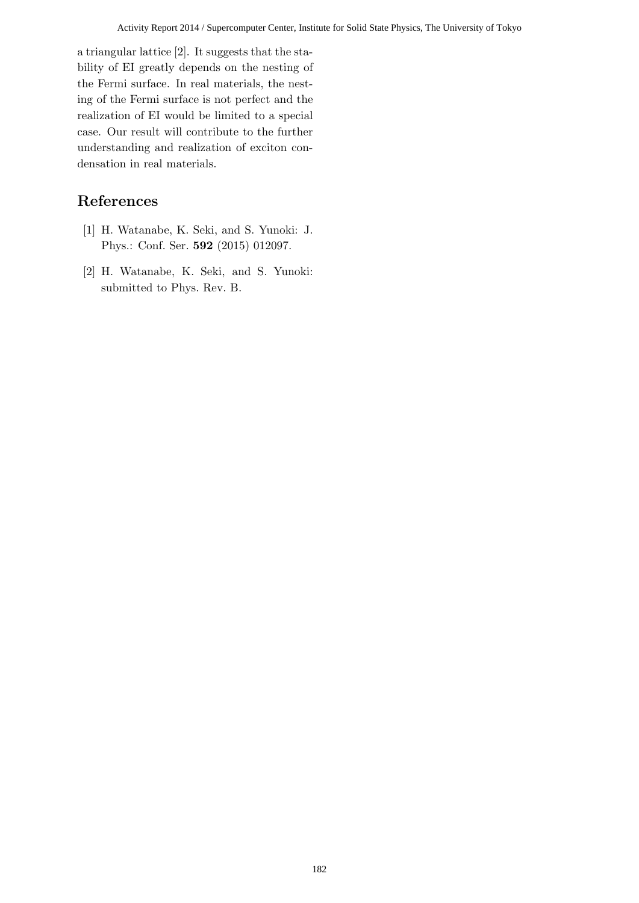a triangular lattice [2]. It suggests that the stability of EI greatly depends on the nesting of the Fermi surface. In real materials, the nesting of the Fermi surface is not perfect and the realization of EI would be limited to a special case. Our result will contribute to the further understanding and realization of exciton condensation in real materials.

## References

[1] H. Watanabe, K. Seki, and S. Yunoki: J. Phys.: Conf. Ser. **592** (2015) 012097.

[2] H. Watanabe, K. Seki, and S. Yunoki: submitted to Phys. Rev. B.